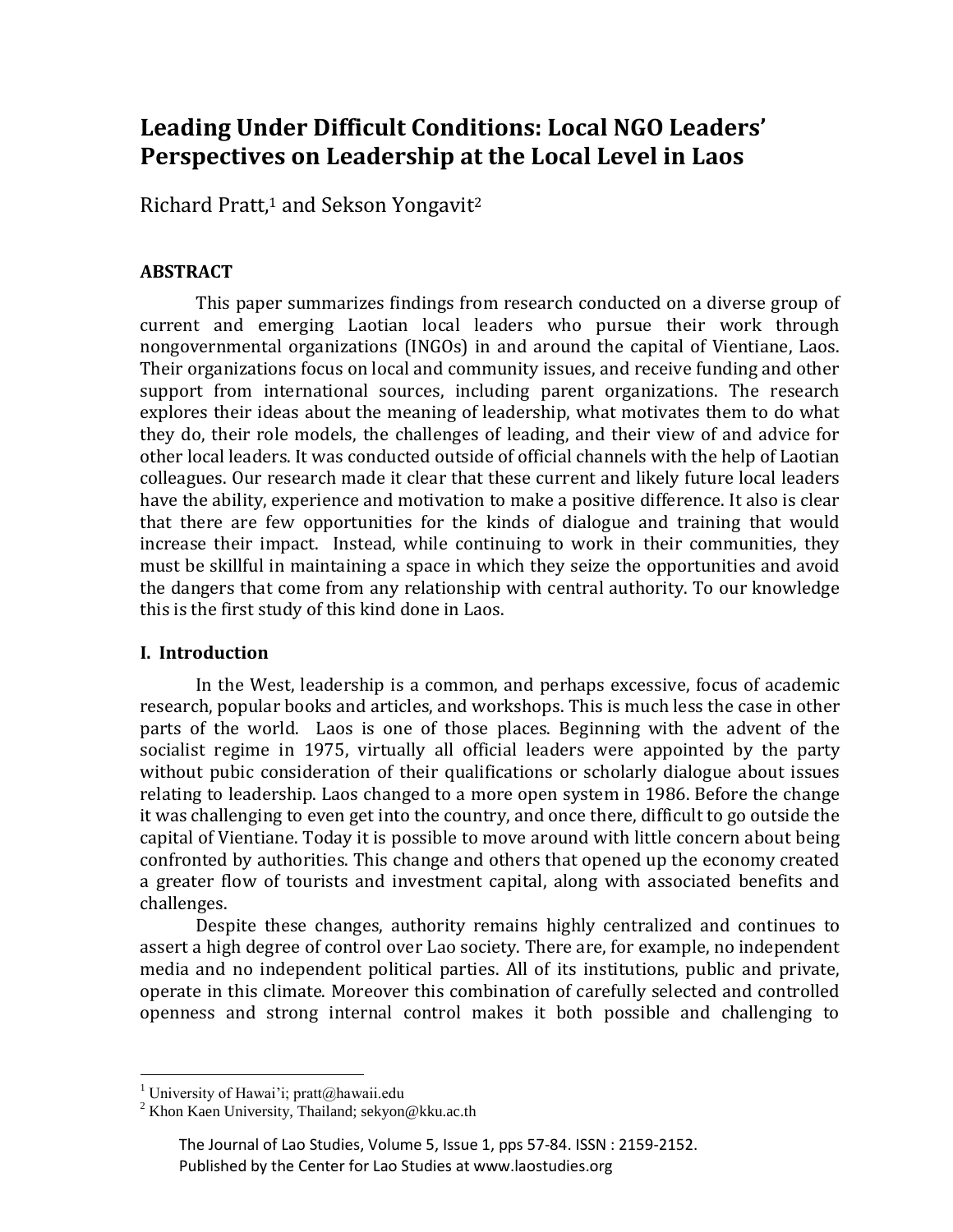# Leading Under Difficult Conditions: Local NGO Leaders' Perspectives on Leadership at the Local Level in Laos

Richard Pratt,[1] and Sekson Yongavit[2]

## ABSTRACT

This paper summarizes findings from research conducted on a diverse group of current and emerging Laotian local leaders who pursue their work through nongovernmental organizations (INGOs) in and around the capital of Vientiane, Laos. Their organizations focus on local and community issues, and receive funding and other support from international sources, including parent organizations. The research explores their ideas about the meaning of leadership, what motivates them to do what they do, their role models, the challenges of leading, and their view of and advice for other local leaders. It was conducted outside of official channels with the help of Laotian colleagues. Our research made it clear that these current and likely future local leaders have the ability, experience and motivation to make a positive difference. It also is clear that there are few opportunities for the kinds of dialogue and training that would increase their impact. Instead, while continuing to work in their communities, they must be skillful in maintaining a space in which they seize the opportunities and avoid the dangers that come from any relationship with central authority. To our knowledge this is the first study of this kind done in Laos.

## I. Introduction

In the West, leadership is a common, and perhaps excessive, focus of academic research, popular books and articles, and workshops. This is much less the case in other parts of the world. Laos is one of those places. Beginning with the advent of the socialist regime in 1975, virtually all official leaders were appointed by the party without pubic consideration of their qualifications or scholarly dialogue about issues relating to leadership. Laos changed to a more open system in 1986. Before the change it was challenging to even get into the country, and once there, difficult to go outside the capital of Vientiane. Today it is possible to move around with little concern about being confronted by authorities. This change and others that opened up the economy created a greater flow of tourists and investment capital, along with associated benefits and challenges.

Despite these changes, authority remains highly centralized and continues to assert a high degree of control over Lao society. There are, for example, no independent media and no independent political parties. All of its institutions, public and private, operate in this climate. Moreover this combination of carefully selected and controlled openness and strong internal control makes it both possible and challenging to

[1] University of Hawai'i; pratt@hawaii.edu

[2] Khon Kaen University, Thailand; sekyon@kku.ac.th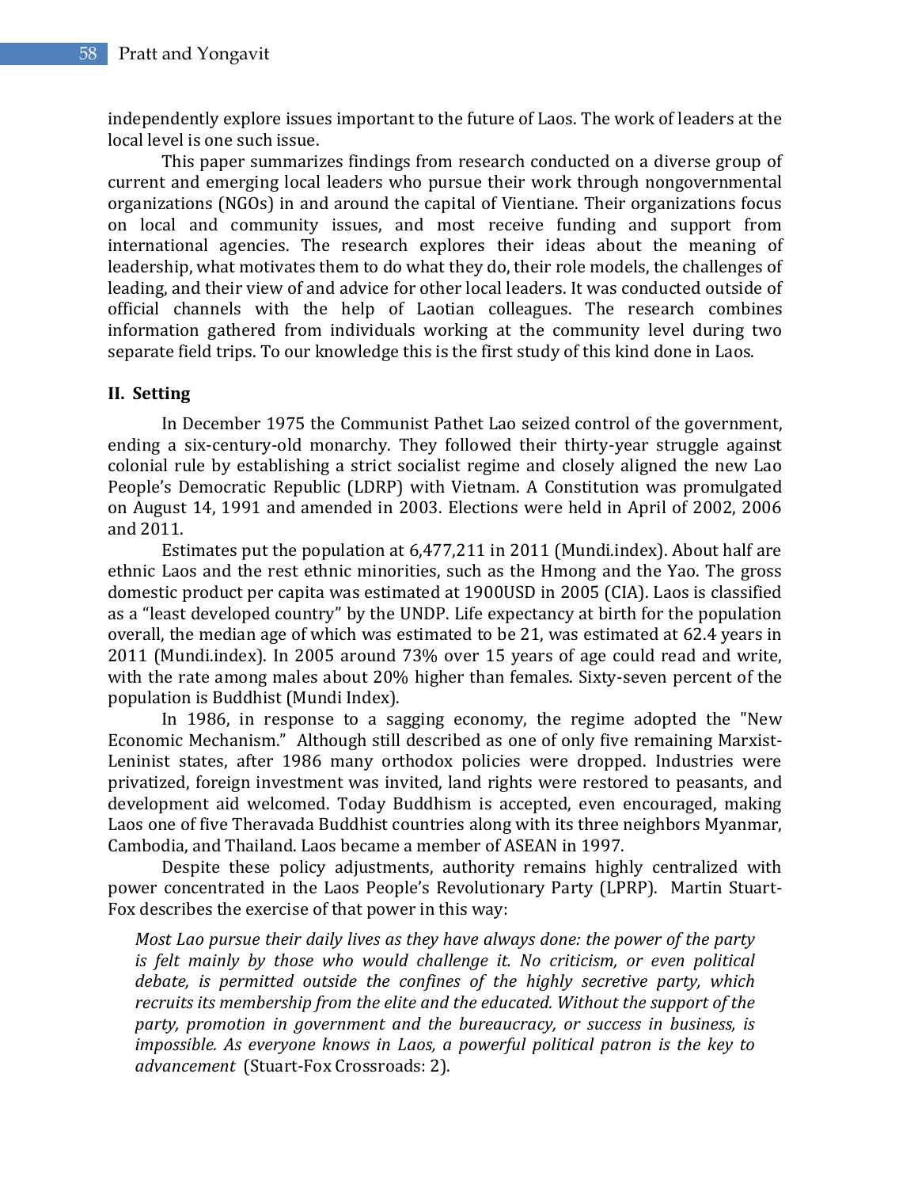independently explore issues important to the future of Laos. The work of leaders at the local level is one such issue.

This paper summarizes findings from research conducted on a diverse group of current and emerging local leaders who pursue their work through nongovernmental organizations (NGOs) in and around the capital of Vientiane. Their organizations focus on local and community issues, and most receive funding and support from international agencies. The research explores their ideas about the meaning of leadership, what motivates them to do what they do, their role models, the challenges of leading, and their view of and advice for other local leaders. It was conducted outside of official channels with the help of Laotian colleagues. The research combines information gathered from individuals working at the community level during two separate field trips. To our knowledge this is the first study of this kind done in Laos.

## II. Setting

In December 1975 the Communist Pathet Lao seized control of the government, ending a six-century-old monarchy. They followed their thirty-year struggle against colonial rule by establishing a strict socialist regime and closely aligned the new Lao People's Democratic Republic (LDRP) with Vietnam. A Constitution was promulgated on August 14, 1991 and amended in 2003. Elections were held in April of 2002, 2006 and 2011.

Estimates put the population at 6,477,211 in 2011 (Mundi.index). About half are ethnic Laos and the rest ethnic minorities, such as the Hmong and the Yao. The gross domestic product per capita was estimated at 1900USD in 2005 (CIA). Laos is classified as a "least developed country" by the UNDP. Life expectancy at birth for the population overall, the median age of which was estimated to be 21, was estimated at 62.4 years in 2011 (Mundi.index). In 2005 around 73% over 15 years of age could read and write, with the rate among males about 20% higher than females. Sixty-seven percent of the population is Buddhist (Mundi Index).

In 1986, in response to a sagging economy, the regime adopted the "New Economic Mechanism." Although still described as one of only five remaining Marxist-Leninist states, after 1986 many orthodox policies were dropped. Industries were privatized, foreign investment was invited, land rights were restored to peasants, and development aid welcomed. Today Buddhism is accepted, even encouraged, making Laos one of five Theravada Buddhist countries along with its three neighbors Myanmar, Cambodia, and Thailand. Laos became a member of ASEAN in 1997.

Despite these policy adjustments, authority remains highly centralized with power concentrated in the Laos People's Revolutionary Party (LPRP). Martin Stuart-Fox describes the exercise of that power in this way:

> *Most Lao pursue their daily lives as they have always done: the power of the party is felt mainly by those who would challenge it. No criticism, or even political debate, is permitted outside the confines of the highly secretive party, which recruits its membership from the elite and the educated. Without the support of the party, promotion in government and the bureaucracy, or success in business, is impossible. As everyone knows in Laos, a powerful political patron is the key to advancement* (Stuart-Fox Crossroads: 2).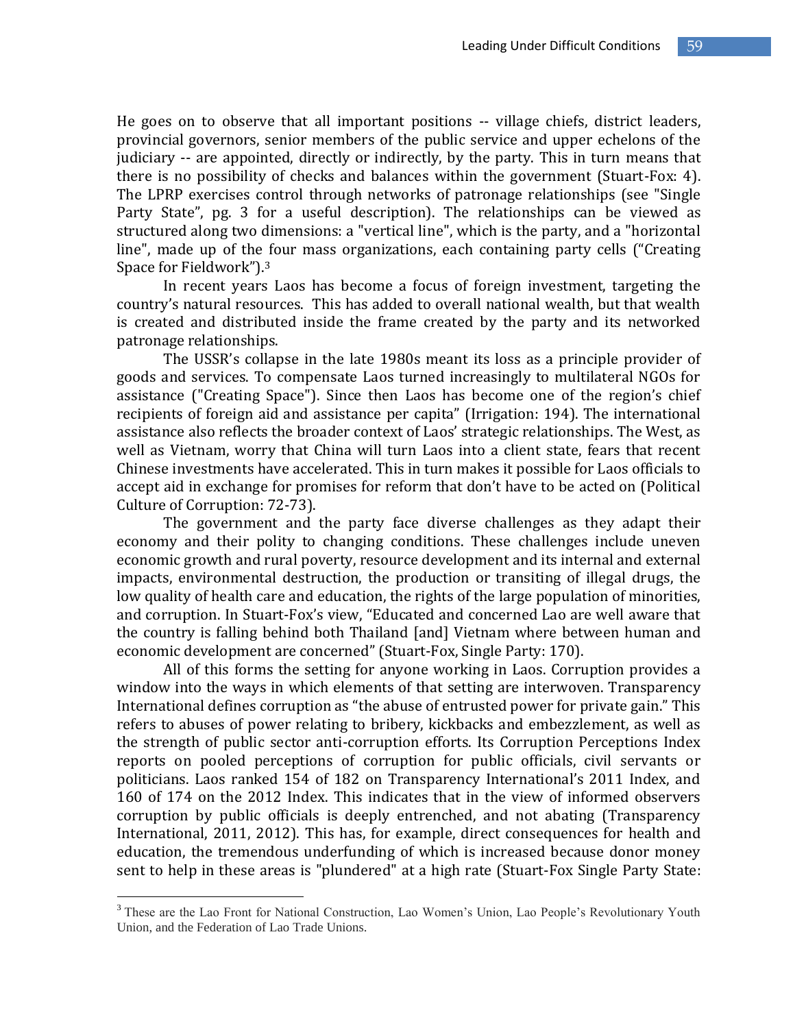He goes on to observe that all important positions -- village chiefs, district leaders, provincial governors, senior members of the public service and upper echelons of the judiciary -- are appointed, directly or indirectly, by the party. This in turn means that there is no possibility of checks and balances within the government (Stuart-Fox: 4). The LPRP exercises control through networks of patronage relationships (see "Single Party State", pg. 3 for a useful description). The relationships can be viewed as structured along two dimensions: a "vertical line", which is the party, and a "horizontal line", made up of the four mass organizations, each containing party cells ("Creating Space for Fieldwork").[3]

In recent years Laos has become a focus of foreign investment, targeting the country's natural resources. This has added to overall national wealth, but that wealth is created and distributed inside the frame created by the party and its networked patronage relationships.

The USSR's collapse in the late 1980s meant its loss as a principle provider of goods and services. To compensate Laos turned increasingly to multilateral NGOs for assistance ("Creating Space"). Since then Laos has become one of the region's chief recipients of foreign aid and assistance per capita" (Irrigation: 194). The international assistance also reflects the broader context of Laos' strategic relationships. The West, as well as Vietnam, worry that China will turn Laos into a client state, fears that recent Chinese investments have accelerated. This in turn makes it possible for Laos officials to accept aid in exchange for promises for reform that don't have to be acted on (Political Culture of Corruption: 72-73).

The government and the party face diverse challenges as they adapt their economy and their polity to changing conditions. These challenges include uneven economic growth and rural poverty, resource development and its internal and external impacts, environmental destruction, the production or transiting of illegal drugs, the low quality of health care and education, the rights of the large population of minorities, and corruption. In Stuart-Fox's view, "Educated and concerned Lao are well aware that the country is falling behind both Thailand [and] Vietnam where between human and economic development are concerned" (Stuart-Fox, Single Party: 170).

All of this forms the setting for anyone working in Laos. Corruption provides a window into the ways in which elements of that setting are interwoven. Transparency International defines corruption as "the abuse of entrusted power for private gain." This refers to abuses of power relating to bribery, kickbacks and embezzlement, as well as the strength of public sector anti-corruption efforts. Its Corruption Perceptions Index reports on pooled perceptions of corruption for public officials, civil servants or politicians. Laos ranked 154 of 182 on Transparency International's 2011 Index, and 160 of 174 on the 2012 Index. This indicates that in the view of informed observers corruption by public officials is deeply entrenched, and not abating (Transparency International, 2011, 2012). This has, for example, direct consequences for health and education, the tremendous underfunding of which is increased because donor money sent to help in these areas is "plundered" at a high rate (Stuart-Fox Single Party State:

---

[3] These are the Lao Front for National Construction, Lao Women's Union, Lao People's Revolutionary Youth Union, and the Federation of Lao Trade Unions.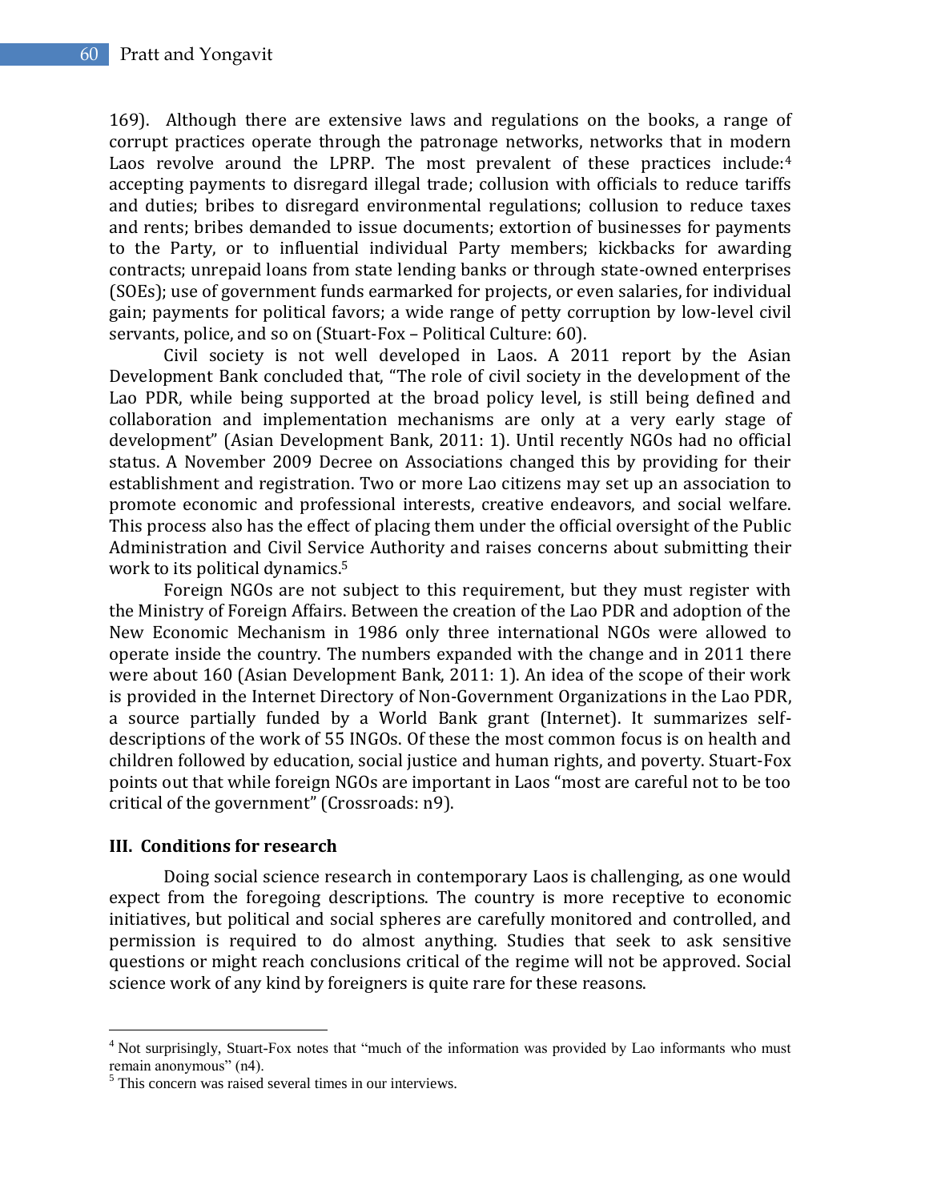169). Although there are extensive laws and regulations on the books, a range of corrupt practices operate through the patronage networks, networks that in modern Laos revolve around the LPRP. The most prevalent of these practices include:[4] accepting payments to disregard illegal trade; collusion with officials to reduce tariffs and duties; bribes to disregard environmental regulations; collusion to reduce taxes and rents; bribes demanded to issue documents; extortion of businesses for payments to the Party, or to influential individual Party members; kickbacks for awarding contracts; unrepaid loans from state lending banks or through state-owned enterprises (SOEs); use of government funds earmarked for projects, or even salaries, for individual gain; payments for political favors; a wide range of petty corruption by low-level civil servants, police, and so on (Stuart-Fox – Political Culture: 60).

Civil society is not well developed in Laos. A 2011 report by the Asian Development Bank concluded that, "The role of civil society in the development of the Lao PDR, while being supported at the broad policy level, is still being defined and collaboration and implementation mechanisms are only at a very early stage of development" (Asian Development Bank, 2011: 1). Until recently NGOs had no official status. A November 2009 Decree on Associations changed this by providing for their establishment and registration. Two or more Lao citizens may set up an association to promote economic and professional interests, creative endeavors, and social welfare. This process also has the effect of placing them under the official oversight of the Public Administration and Civil Service Authority and raises concerns about submitting their work to its political dynamics.[5]

Foreign NGOs are not subject to this requirement, but they must register with the Ministry of Foreign Affairs. Between the creation of the Lao PDR and adoption of the New Economic Mechanism in 1986 only three international NGOs were allowed to operate inside the country. The numbers expanded with the change and in 2011 there were about 160 (Asian Development Bank, 2011: 1). An idea of the scope of their work is provided in the Internet Directory of Non-Government Organizations in the Lao PDR, a source partially funded by a World Bank grant (Internet). It summarizes self-descriptions of the work of 55 INGOs. Of these the most common focus is on health and children followed by education, social justice and human rights, and poverty. Stuart-Fox points out that while foreign NGOs are important in Laos "most are careful not to be too critical of the government" (Crossroads: n9).

### III. Conditions for research

Doing social science research in contemporary Laos is challenging, as one would expect from the foregoing descriptions. The country is more receptive to economic initiatives, but political and social spheres are carefully monitored and controlled, and permission is required to do almost anything. Studies that seek to ask sensitive questions or might reach conclusions critical of the regime will not be approved. Social science work of any kind by foreigners is quite rare for these reasons.

---

[4] Not surprisingly, Stuart-Fox notes that "much of the information was provided by Lao informants who must remain anonymous" (n4).

[5] This concern was raised several times in our interviews.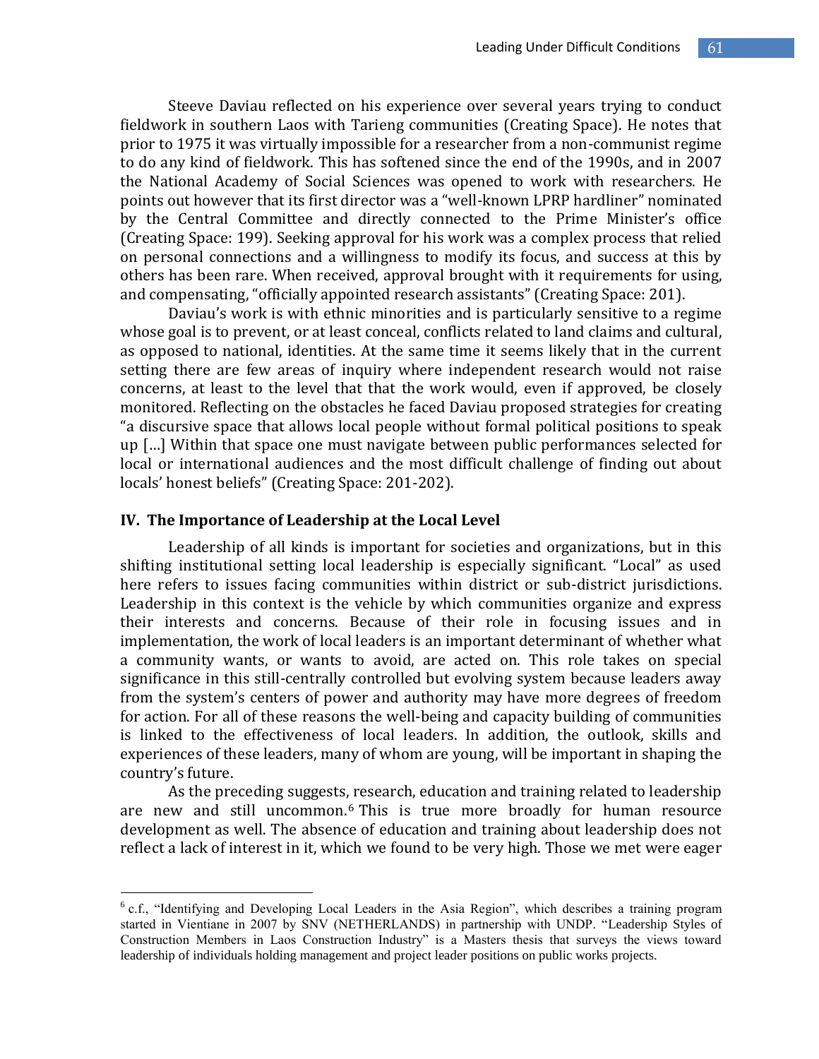Steeve Daviau reflected on his experience over several years trying to conduct fieldwork in southern Laos with Tarieng communities (Creating Space). He notes that prior to 1975 it was virtually impossible for a researcher from a non-communist regime to do any kind of fieldwork. This has softened since the end of the 1990s, and in 2007 the National Academy of Social Sciences was opened to work with researchers. He points out however that its first director was a "well-known LPRP hardliner" nominated by the Central Committee and directly connected to the Prime Minister's office (Creating Space: 199). Seeking approval for his work was a complex process that relied on personal connections and a willingness to modify its focus, and success at this by others has been rare. When received, approval brought with it requirements for using, and compensating, "officially appointed research assistants" (Creating Space: 201).

Daviau's work is with ethnic minorities and is particularly sensitive to a regime whose goal is to prevent, or at least conceal, conflicts related to land claims and cultural, as opposed to national, identities. At the same time it seems likely that in the current setting there are few areas of inquiry where independent research would not raise concerns, at least to the level that that the work would, even if approved, be closely monitored. Reflecting on the obstacles he faced Daviau proposed strategies for creating "a discursive space that allows local people without formal political positions to speak up […] Within that space one must navigate between public performances selected for local or international audiences and the most difficult challenge of finding out about locals' honest beliefs" (Creating Space: 201-202).

## IV. The Importance of Leadership at the Local Level

Leadership of all kinds is important for societies and organizations, but in this shifting institutional setting local leadership is especially significant. "Local" as used here refers to issues facing communities within district or sub-district jurisdictions. Leadership in this context is the vehicle by which communities organize and express their interests and concerns. Because of their role in focusing issues and in implementation, the work of local leaders is an important determinant of whether what a community wants, or wants to avoid, are acted on. This role takes on special significance in this still-centrally controlled but evolving system because leaders away from the system's centers of power and authority may have more degrees of freedom for action. For all of these reasons the well-being and capacity building of communities is linked to the effectiveness of local leaders. In addition, the outlook, skills and experiences of these leaders, many of whom are young, will be important in shaping the country's future.

As the preceding suggests, research, education and training related to leadership are new and still uncommon.[6] This is true more broadly for human resource development as well. The absence of education and training about leadership does not reflect a lack of interest in it, which we found to be very high. Those we met were eager

[6] c.f., "Identifying and Developing Local Leaders in the Asia Region", which describes a training program started in Vientiane in 2007 by SNV (NETHERLANDS) in partnership with UNDP. "Leadership Styles of Construction Members in Laos Construction Industry" is a Masters thesis that surveys the views toward leadership of individuals holding management and project leader positions on public works projects.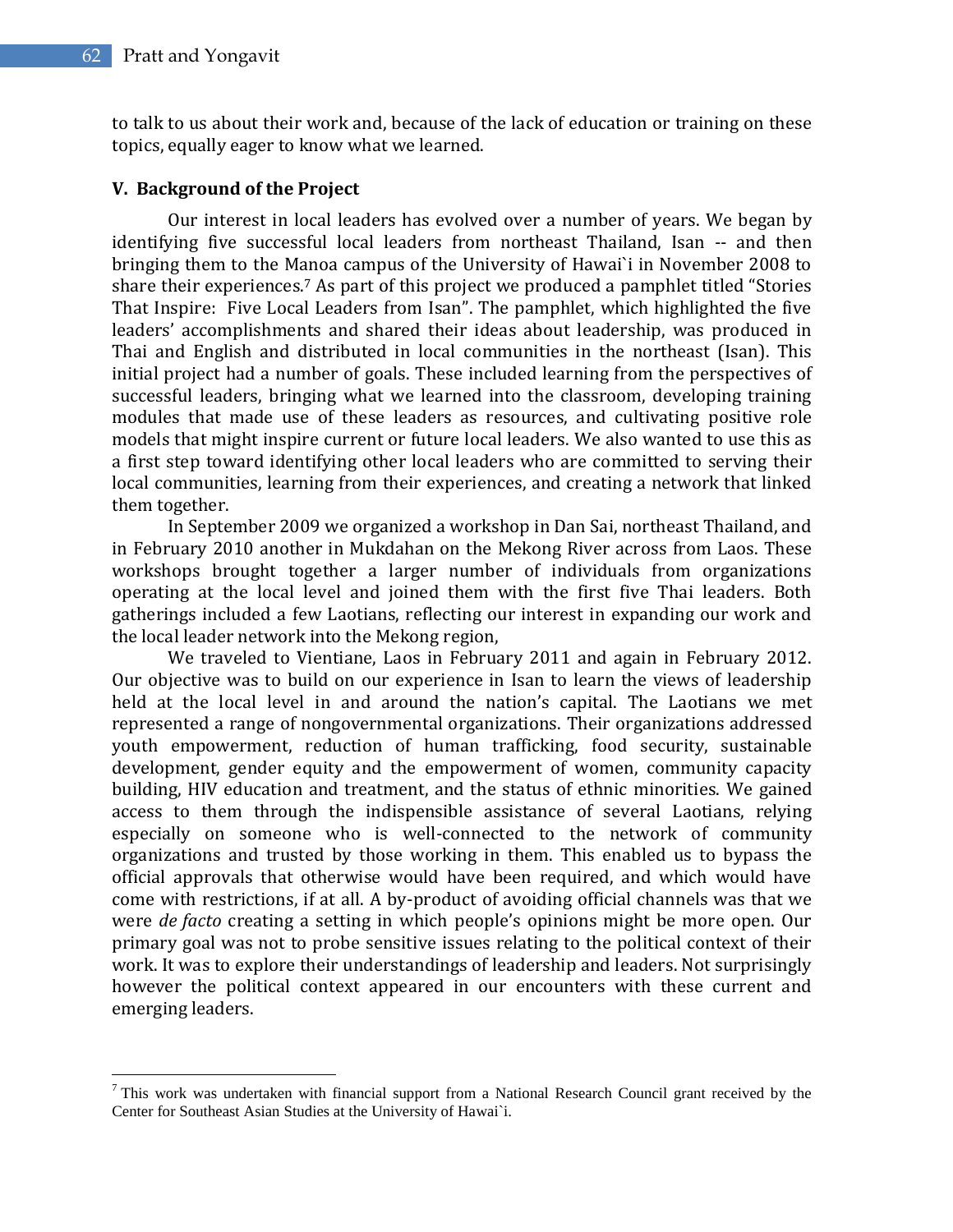to talk to us about their work and, because of the lack of education or training on these topics, equally eager to know what we learned.

### V. Background of the Project

Our interest in local leaders has evolved over a number of years. We began by identifying five successful local leaders from northeast Thailand, Isan -- and then bringing them to the Manoa campus of the University of Hawai`i in November 2008 to share their experiences.[7] As part of this project we produced a pamphlet titled "Stories That Inspire: Five Local Leaders from Isan". The pamphlet, which highlighted the five leaders' accomplishments and shared their ideas about leadership, was produced in Thai and English and distributed in local communities in the northeast (Isan). This initial project had a number of goals. These included learning from the perspectives of successful leaders, bringing what we learned into the classroom, developing training modules that made use of these leaders as resources, and cultivating positive role models that might inspire current or future local leaders. We also wanted to use this as a first step toward identifying other local leaders who are committed to serving their local communities, learning from their experiences, and creating a network that linked them together.

In September 2009 we organized a workshop in Dan Sai, northeast Thailand, and in February 2010 another in Mukdahan on the Mekong River across from Laos. These workshops brought together a larger number of individuals from organizations operating at the local level and joined them with the first five Thai leaders. Both gatherings included a few Laotians, reflecting our interest in expanding our work and the local leader network into the Mekong region,

We traveled to Vientiane, Laos in February 2011 and again in February 2012. Our objective was to build on our experience in Isan to learn the views of leadership held at the local level in and around the nation's capital. The Laotians we met represented a range of nongovernmental organizations. Their organizations addressed youth empowerment, reduction of human trafficking, food security, sustainable development, gender equity and the empowerment of women, community capacity building, HIV education and treatment, and the status of ethnic minorities. We gained access to them through the indispensible assistance of several Laotians, relying especially on someone who is well-connected to the network of community organizations and trusted by those working in them. This enabled us to bypass the official approvals that otherwise would have been required, and which would have come with restrictions, if at all. A by-product of avoiding official channels was that we were *de facto* creating a setting in which people's opinions might be more open. Our primary goal was not to probe sensitive issues relating to the political context of their work. It was to explore their understandings of leadership and leaders. Not surprisingly however the political context appeared in our encounters with these current and emerging leaders.

---

[7] This work was undertaken with financial support from a National Research Council grant received by the Center for Southeast Asian Studies at the University of Hawai`i.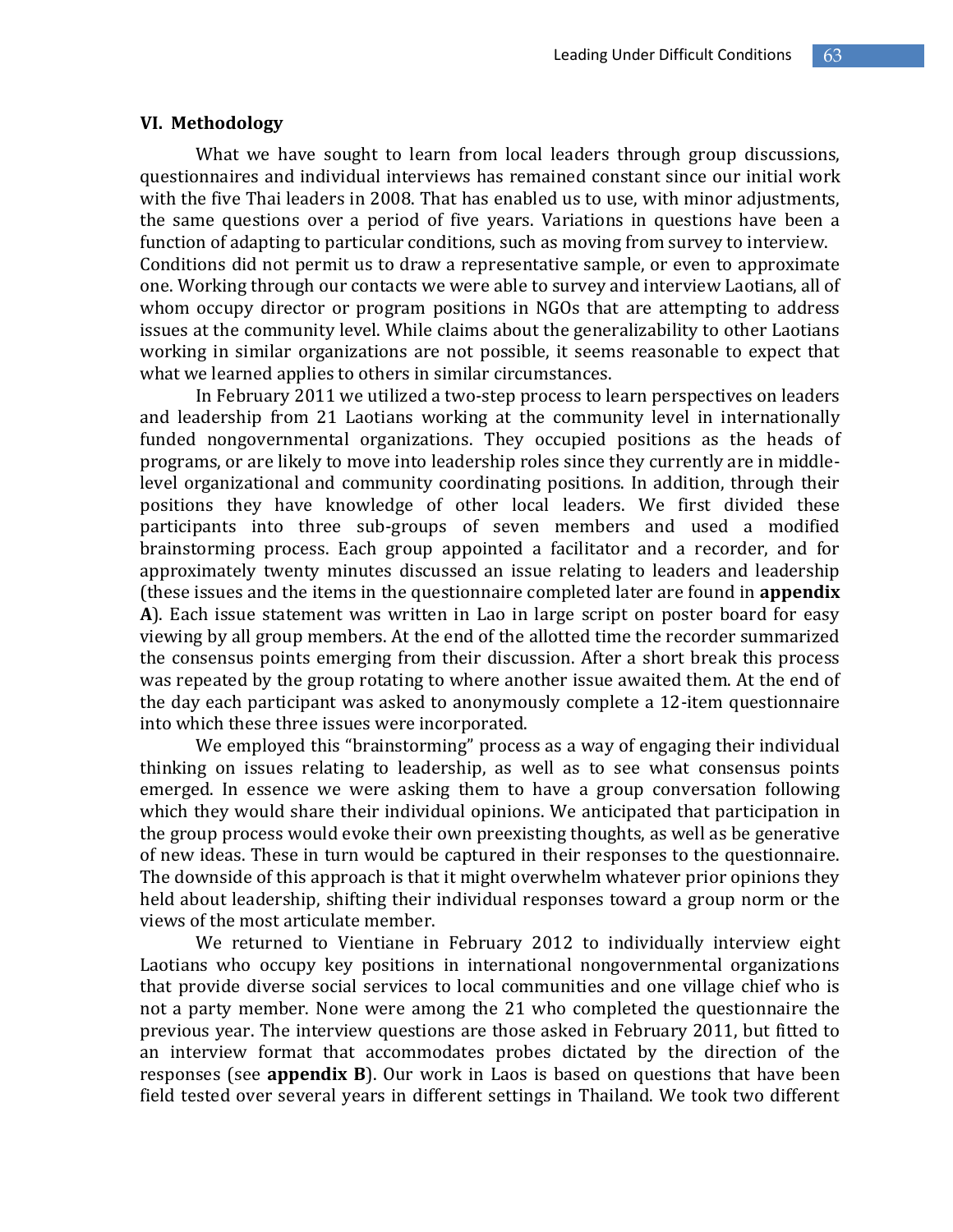### VI. Methodology

What we have sought to learn from local leaders through group discussions, questionnaires and individual interviews has remained constant since our initial work with the five Thai leaders in 2008. That has enabled us to use, with minor adjustments, the same questions over a period of five years. Variations in questions have been a function of adapting to particular conditions, such as moving from survey to interview. Conditions did not permit us to draw a representative sample, or even to approximate one. Working through our contacts we were able to survey and interview Laotians, all of whom occupy director or program positions in NGOs that are attempting to address issues at the community level. While claims about the generalizability to other Laotians working in similar organizations are not possible, it seems reasonable to expect that what we learned applies to others in similar circumstances.

In February 2011 we utilized a two-step process to learn perspectives on leaders and leadership from 21 Laotians working at the community level in internationally funded nongovernmental organizations. They occupied positions as the heads of programs, or are likely to move into leadership roles since they currently are in middle-level organizational and community coordinating positions. In addition, through their positions they have knowledge of other local leaders. We first divided these participants into three sub-groups of seven members and used a modified brainstorming process. Each group appointed a facilitator and a recorder, and for approximately twenty minutes discussed an issue relating to leaders and leadership (these issues and the items in the questionnaire completed later are found in **appendix A**). Each issue statement was written in Lao in large script on poster board for easy viewing by all group members. At the end of the allotted time the recorder summarized the consensus points emerging from their discussion. After a short break this process was repeated by the group rotating to where another issue awaited them. At the end of the day each participant was asked to anonymously complete a 12-item questionnaire into which these three issues were incorporated.

We employed this "brainstorming" process as a way of engaging their individual thinking on issues relating to leadership, as well as to see what consensus points emerged. In essence we were asking them to have a group conversation following which they would share their individual opinions. We anticipated that participation in the group process would evoke their own preexisting thoughts, as well as be generative of new ideas. These in turn would be captured in their responses to the questionnaire. The downside of this approach is that it might overwhelm whatever prior opinions they held about leadership, shifting their individual responses toward a group norm or the views of the most articulate member.

We returned to Vientiane in February 2012 to individually interview eight Laotians who occupy key positions in international nongovernmental organizations that provide diverse social services to local communities and one village chief who is not a party member. None were among the 21 who completed the questionnaire the previous year. The interview questions are those asked in February 2011, but fitted to an interview format that accommodates probes dictated by the direction of the responses (see **appendix B**). Our work in Laos is based on questions that have been field tested over several years in different settings in Thailand. We took two different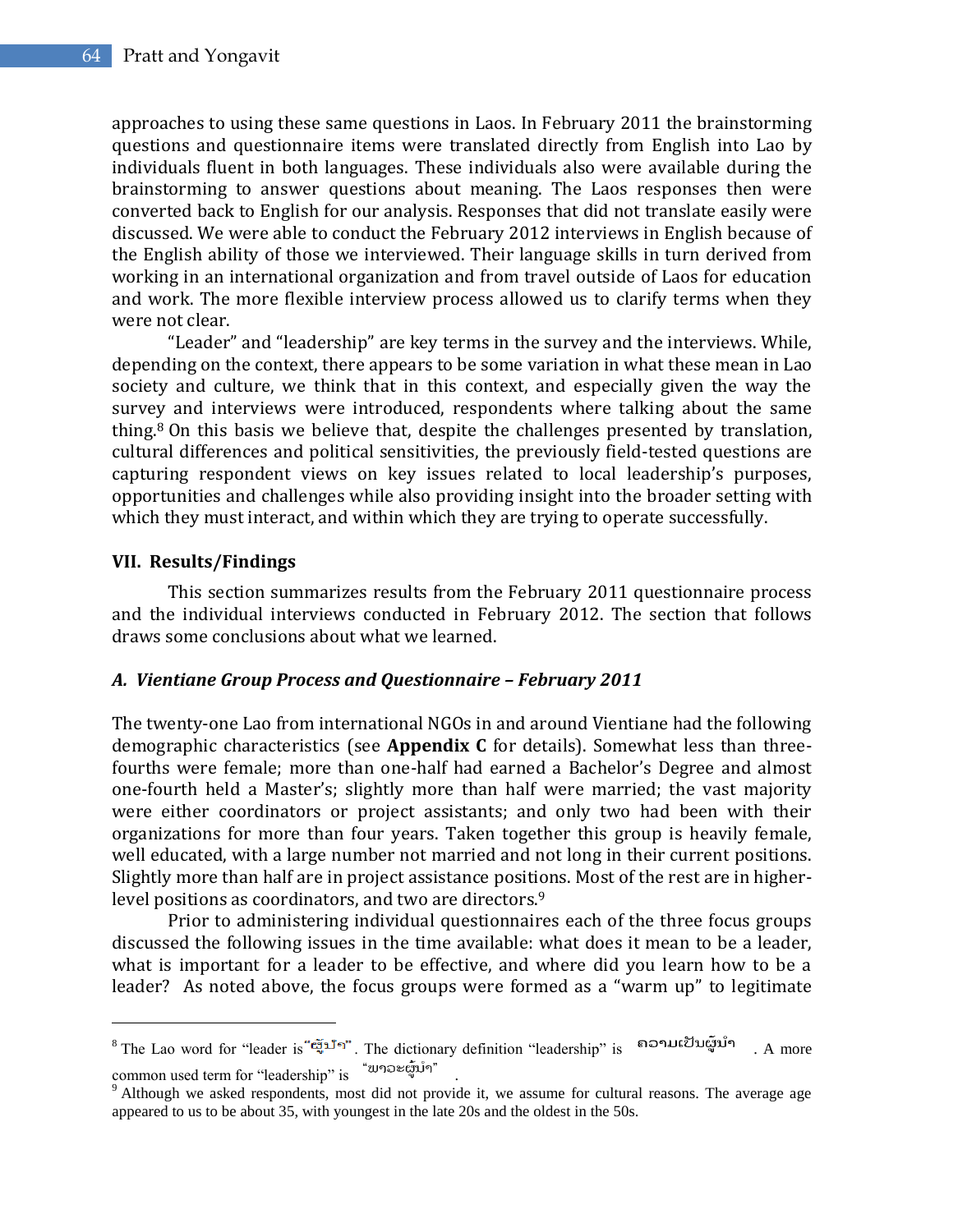approaches to using these same questions in Laos. In February 2011 the brainstorming questions and questionnaire items were translated directly from English into Lao by individuals fluent in both languages. These individuals also were available during the brainstorming to answer questions about meaning. The Laos responses then were converted back to English for our analysis. Responses that did not translate easily were discussed. We were able to conduct the February 2012 interviews in English because of the English ability of those we interviewed. Their language skills in turn derived from working in an international organization and from travel outside of Laos for education and work. The more flexible interview process allowed us to clarify terms when they were not clear.

"Leader" and "leadership" are key terms in the survey and the interviews. While, depending on the context, there appears to be some variation in what these mean in Lao society and culture, we think that in this context, and especially given the way the survey and interviews were introduced, respondents where talking about the same thing.[8] On this basis we believe that, despite the challenges presented by translation, cultural differences and political sensitivities, the previously field-tested questions are capturing respondent views on key issues related to local leadership's purposes, opportunities and challenges while also providing insight into the broader setting with which they must interact, and within which they are trying to operate successfully.

## VII. Results/Findings

This section summarizes results from the February 2011 questionnaire process and the individual interviews conducted in February 2012. The section that follows draws some conclusions about what we learned.

### *A. Vientiane Group Process and Questionnaire – February 2011*

The twenty-one Lao from international NGOs in and around Vientiane had the following demographic characteristics (see **Appendix C** for details). Somewhat less than three-fourths were female; more than one-half had earned a Bachelor's Degree and almost one-fourth held a Master's; slightly more than half were married; the vast majority were either coordinators or project assistants; and only two had been with their organizations for more than four years. Taken together this group is heavily female, well educated, with a large number not married and not long in their current positions. Slightly more than half are in project assistance positions. Most of the rest are in higher-level positions as coordinators, and two are directors.[9]

Prior to administering individual questionnaires each of the three focus groups discussed the following issues in the time available: what does it mean to be a leader, what is important for a leader to be effective, and where did you learn how to be a leader? As noted above, the focus groups were formed as a "warm up" to legitimate

---

[8] The Lao word for "leader is "ຜູ້ນຳ". The dictionary definition "leadership" is ຄວາມເປັນຜູ້ນຳ . A more common used term for "leadership" is "ພາວະຜູ້ນຳ" .

[9] Although we asked respondents, most did not provide it, we assume for cultural reasons. The average age appeared to us to be about 35, with youngest in the late 20s and the oldest in the 50s.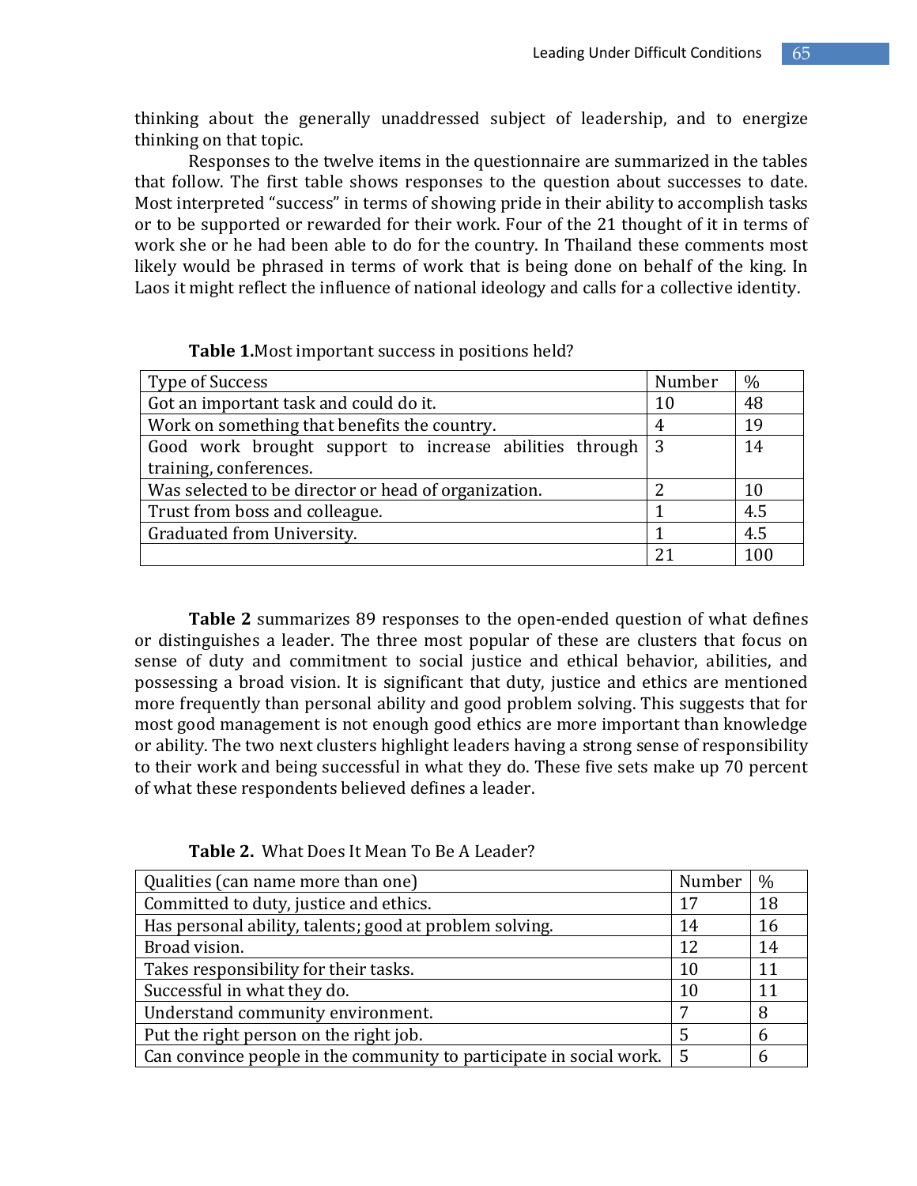thinking about the generally unaddressed subject of leadership, and to energize thinking on that topic.

Responses to the twelve items in the questionnaire are summarized in the tables that follow. The first table shows responses to the question about successes to date. Most interpreted "success" in terms of showing pride in their ability to accomplish tasks or to be supported or rewarded for their work. Four of the 21 thought of it in terms of work she or he had been able to do for the country. In Thailand these comments most likely would be phrased in terms of work that is being done on behalf of the king. In Laos it might reflect the influence of national ideology and calls for a collective identity.

**Table 1.**Most important success in positions held?

| Type of Success | Number | % |
|---|---|---|
| Got an important task and could do it. | 10 | 48 |
| Work on something that benefits the country. | 4 | 19 |
| Good work brought support to increase abilities through training, conferences. | 3 | 14 |
| Was selected to be director or head of organization. | 2 | 10 |
| Trust from boss and colleague. | 1 | 4.5 |
| Graduated from University. | 1 | 4.5 |
| | 21 | 100 |

**Table 2** summarizes 89 responses to the open-ended question of what defines or distinguishes a leader. The three most popular of these are clusters that focus on sense of duty and commitment to social justice and ethical behavior, abilities, and possessing a broad vision. It is significant that duty, justice and ethics are mentioned more frequently than personal ability and good problem solving. This suggests that for most good management is not enough good ethics are more important than knowledge or ability. The two next clusters highlight leaders having a strong sense of responsibility to their work and being successful in what they do. These five sets make up 70 percent of what these respondents believed defines a leader.

**Table 2.** What Does It Mean To Be A Leader?

| Qualities (can name more than one) | Number | % |
|---|---|---|
| Committed to duty, justice and ethics. | 17 | 18 |
| Has personal ability, talents; good at problem solving. | 14 | 16 |
| Broad vision. | 12 | 14 |
| Takes responsibility for their tasks. | 10 | 11 |
| Successful in what they do. | 10 | 11 |
| Understand community environment. | 7 | 8 |
| Put the right person on the right job. | 5 | 6 |
| Can convince people in the community to participate in social work. | 5 | 6 |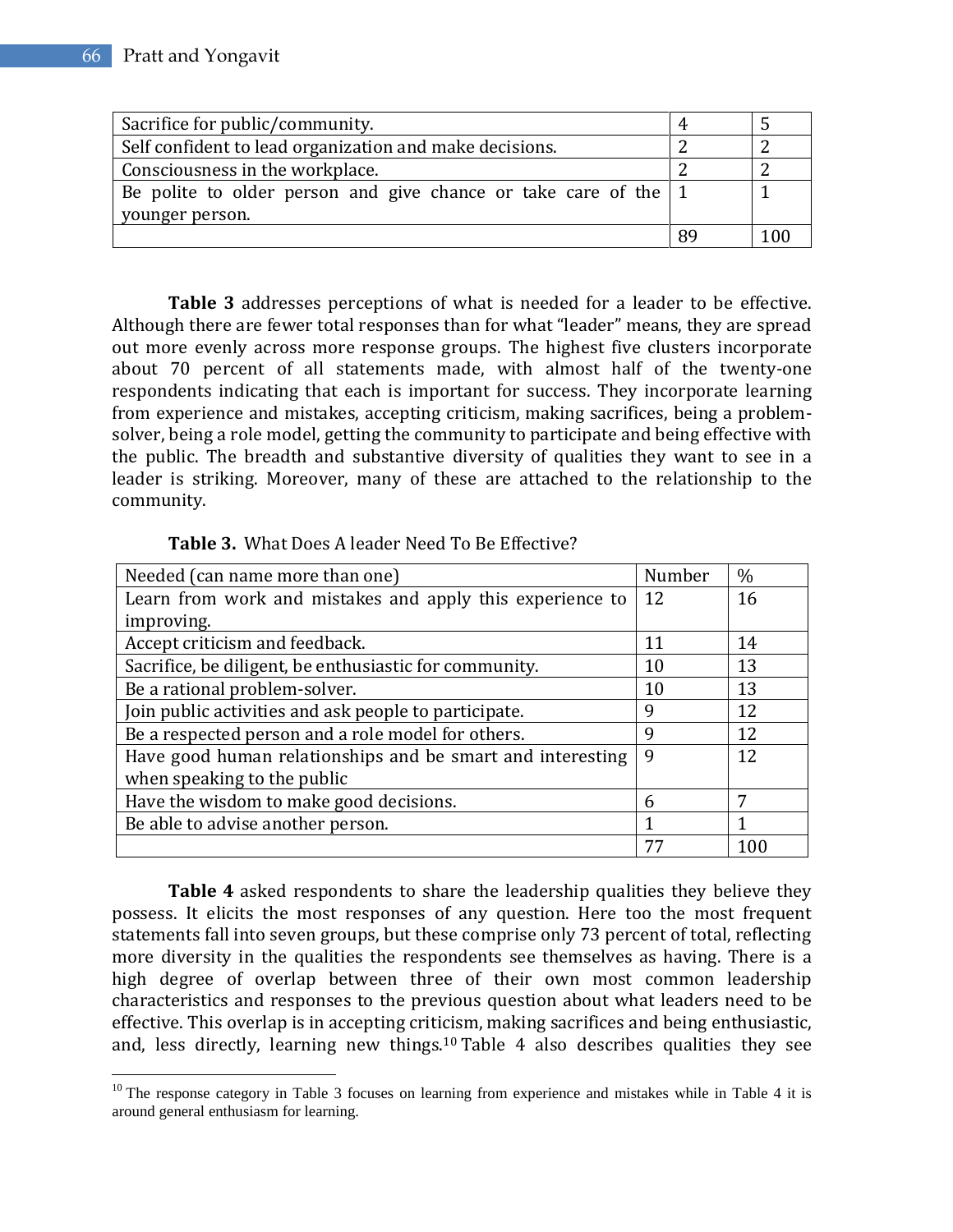| | | |
|---|---|---|
| Sacrifice for public/community. | 4 | 5 |
| Self confident to lead organization and make decisions. | 2 | 2 |
| Consciousness in the workplace. | 2 | 2 |
| Be polite to older person and give chance or take care of the younger person. | 1 | 1 |
| | 89 | 100 |

**Table 3** addresses perceptions of what is needed for a leader to be effective. Although there are fewer total responses than for what "leader" means, they are spread out more evenly across more response groups. The highest five clusters incorporate about 70 percent of all statements made, with almost half of the twenty-one respondents indicating that each is important for success. They incorporate learning from experience and mistakes, accepting criticism, making sacrifices, being a problem-solver, being a role model, getting the community to participate and being effective with the public. The breadth and substantive diversity of qualities they want to see in a leader is striking. Moreover, many of these are attached to the relationship to the community.

**Table 3.** What Does A leader Need To Be Effective?

| Needed (can name more than one) | Number | % |
|---|---|---|
| Learn from work and mistakes and apply this experience to improving. | 12 | 16 |
| Accept criticism and feedback. | 11 | 14 |
| Sacrifice, be diligent, be enthusiastic for community. | 10 | 13 |
| Be a rational problem-solver. | 10 | 13 |
| Join public activities and ask people to participate. | 9 | 12 |
| Be a respected person and a role model for others. | 9 | 12 |
| Have good human relationships and be smart and interesting when speaking to the public | 9 | 12 |
| Have the wisdom to make good decisions. | 6 | 7 |
| Be able to advise another person. | 1 | 1 |
| | 77 | 100 |

**Table 4** asked respondents to share the leadership qualities they believe they possess. It elicits the most responses of any question. Here too the most frequent statements fall into seven groups, but these comprise only 73 percent of total, reflecting more diversity in the qualities the respondents see themselves as having. There is a high degree of overlap between three of their own most common leadership characteristics and responses to the previous question about what leaders need to be effective. This overlap is in accepting criticism, making sacrifices and being enthusiastic, and, less directly, learning new things.[10] Table 4 also describes qualities they see

[10] The response category in Table 3 focuses on learning from experience and mistakes while in Table 4 it is around general enthusiasm for learning.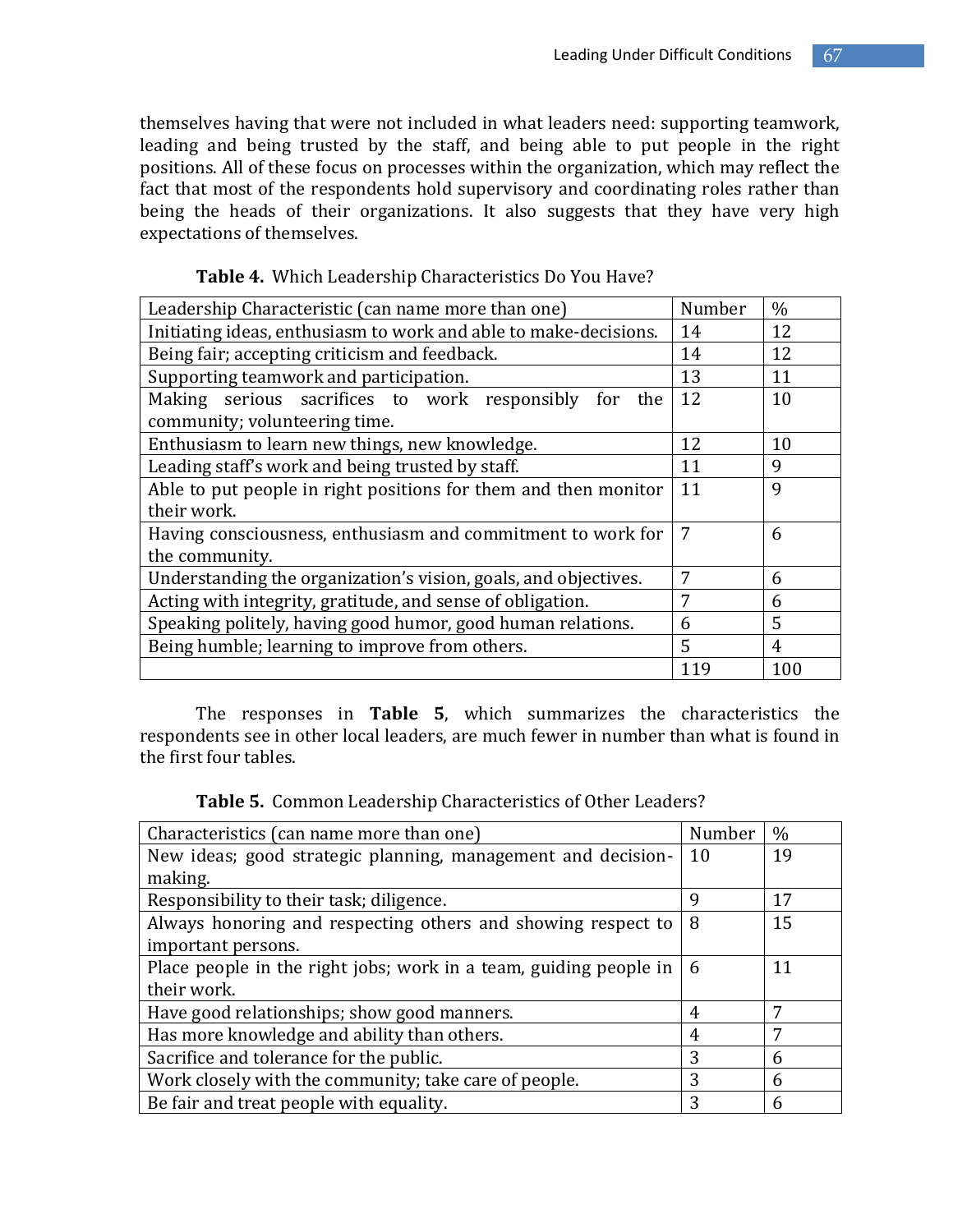themselves having that were not included in what leaders need: supporting teamwork, leading and being trusted by the staff, and being able to put people in the right positions. All of these focus on processes within the organization, which may reflect the fact that most of the respondents hold supervisory and coordinating roles rather than being the heads of their organizations. It also suggests that they have very high expectations of themselves.

**Table 4.** Which Leadership Characteristics Do You Have?

| Leadership Characteristic (can name more than one) | Number | % |
|---|---|---|
| Initiating ideas, enthusiasm to work and able to make-decisions. | 14 | 12 |
| Being fair; accepting criticism and feedback. | 14 | 12 |
| Supporting teamwork and participation. | 13 | 11 |
| Making serious sacrifices to work responsibly for the community; volunteering time. | 12 | 10 |
| Enthusiasm to learn new things, new knowledge. | 12 | 10 |
| Leading staff's work and being trusted by staff. | 11 | 9 |
| Able to put people in right positions for them and then monitor their work. | 11 | 9 |
| Having consciousness, enthusiasm and commitment to work for the community. | 7 | 6 |
| Understanding the organization's vision, goals, and objectives. | 7 | 6 |
| Acting with integrity, gratitude, and sense of obligation. | 7 | 6 |
| Speaking politely, having good humor, good human relations. | 6 | 5 |
| Being humble; learning to improve from others. | 5 | 4 |
| | 119 | 100 |

The responses in **Table 5**, which summarizes the characteristics the respondents see in other local leaders, are much fewer in number than what is found in the first four tables.

**Table 5.** Common Leadership Characteristics of Other Leaders?

| Characteristics (can name more than one) | Number | % |
|---|---|---|
| New ideas; good strategic planning, management and decision-making. | 10 | 19 |
| Responsibility to their task; diligence. | 9 | 17 |
| Always honoring and respecting others and showing respect to important persons. | 8 | 15 |
| Place people in the right jobs; work in a team, guiding people in their work. | 6 | 11 |
| Have good relationships; show good manners. | 4 | 7 |
| Has more knowledge and ability than others. | 4 | 7 |
| Sacrifice and tolerance for the public. | 3 | 6 |
| Work closely with the community; take care of people. | 3 | 6 |
| Be fair and treat people with equality. | 3 | 6 |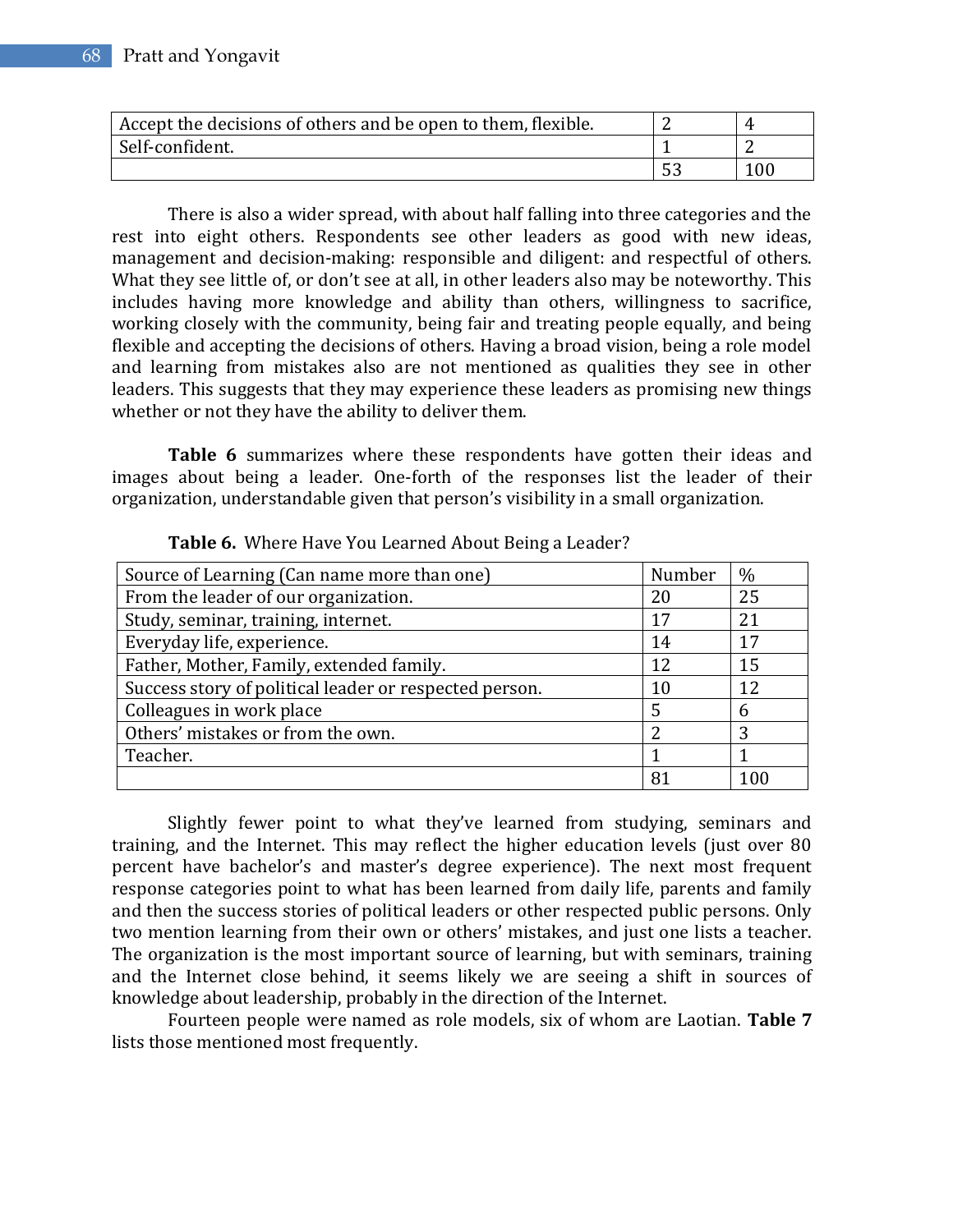| | | |
|---|---|---|
| Accept the decisions of others and be open to them, flexible. | 2 | 4 |
| Self-confident. | 1 | 2 |
| | 53 | 100 |

There is also a wider spread, with about half falling into three categories and the rest into eight others. Respondents see other leaders as good with new ideas, management and decision-making: responsible and diligent: and respectful of others. What they see little of, or don't see at all, in other leaders also may be noteworthy. This includes having more knowledge and ability than others, willingness to sacrifice, working closely with the community, being fair and treating people equally, and being flexible and accepting the decisions of others. Having a broad vision, being a role model and learning from mistakes also are not mentioned as qualities they see in other leaders. This suggests that they may experience these leaders as promising new things whether or not they have the ability to deliver them.

**Table 6** summarizes where these respondents have gotten their ideas and images about being a leader. One-forth of the responses list the leader of their organization, understandable given that person's visibility in a small organization.

**Table 6.** Where Have You Learned About Being a Leader?

| Source of Learning (Can name more than one) | Number | % |
|---|---|---|
| From the leader of our organization. | 20 | 25 |
| Study, seminar, training, internet. | 17 | 21 |
| Everyday life, experience. | 14 | 17 |
| Father, Mother, Family, extended family. | 12 | 15 |
| Success story of political leader or respected person. | 10 | 12 |
| Colleagues in work place | 5 | 6 |
| Others' mistakes or from the own. | 2 | 3 |
| Teacher. | 1 | 1 |
| | 81 | 100 |

Slightly fewer point to what they've learned from studying, seminars and training, and the Internet. This may reflect the higher education levels (just over 80 percent have bachelor's and master's degree experience). The next most frequent response categories point to what has been learned from daily life, parents and family and then the success stories of political leaders or other respected public persons. Only two mention learning from their own or others' mistakes, and just one lists a teacher. The organization is the most important source of learning, but with seminars, training and the Internet close behind, it seems likely we are seeing a shift in sources of knowledge about leadership, probably in the direction of the Internet.

Fourteen people were named as role models, six of whom are Laotian. **Table 7** lists those mentioned most frequently.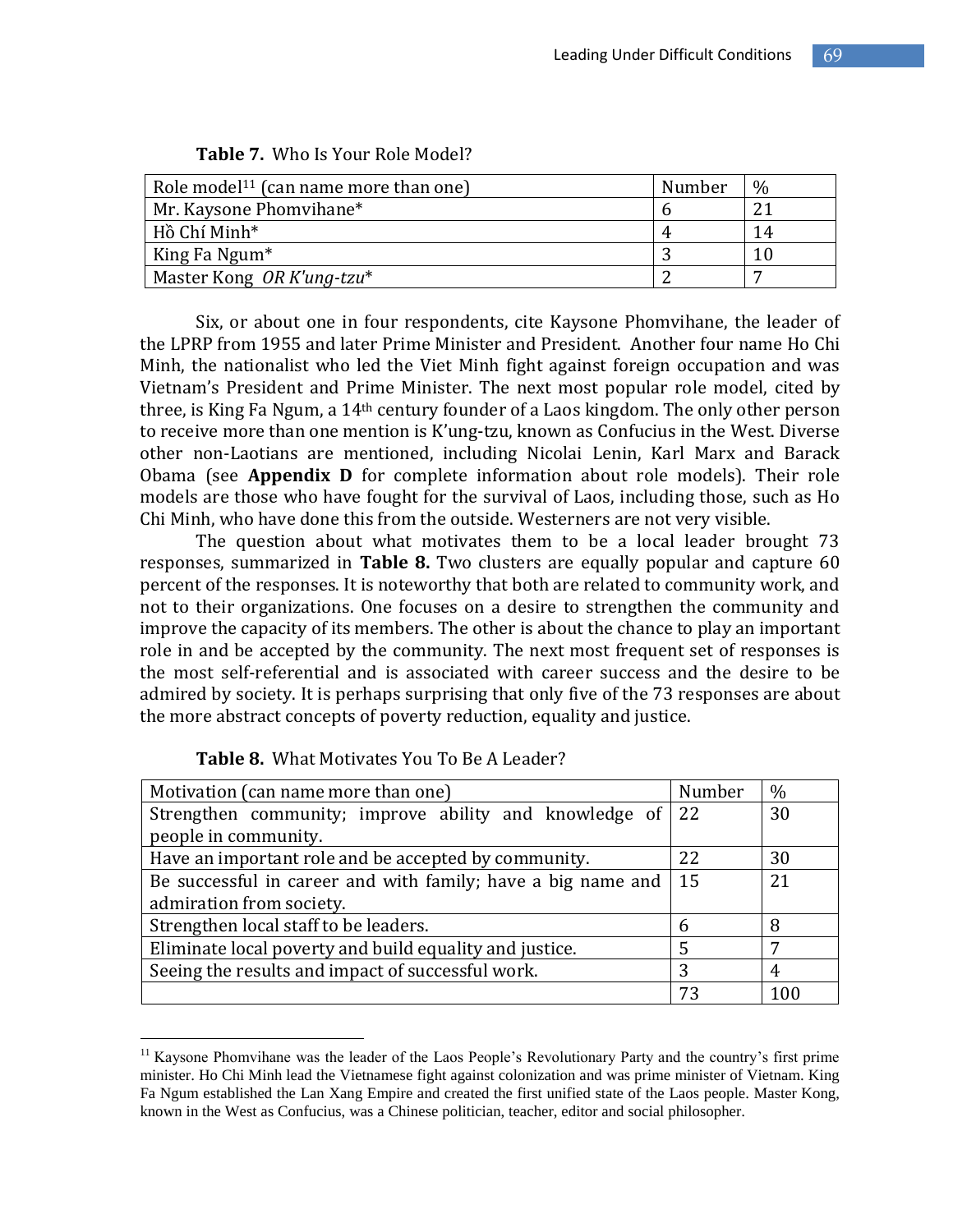**Table 7.** Who Is Your Role Model?

| Role model[11] (can name more than one) | Number | % |
|---|---|---|
| Mr. Kaysone Phomvihane* | 6 | 21 |
| Hồ Chí Minh* | 4 | 14 |
| King Fa Ngum* | 3 | 10 |
| Master Kong *OR K'ung-tzu** | 2 | 7 |

Six, or about one in four respondents, cite Kaysone Phomvihane, the leader of the LPRP from 1955 and later Prime Minister and President. Another four name Ho Chi Minh, the nationalist who led the Viet Minh fight against foreign occupation and was Vietnam's President and Prime Minister. The next most popular role model, cited by three, is King Fa Ngum, a 14th century founder of a Laos kingdom. The only other person to receive more than one mention is K'ung-tzu, known as Confucius in the West. Diverse other non-Laotians are mentioned, including Nicolai Lenin, Karl Marx and Barack Obama (see **Appendix D** for complete information about role models). Their role models are those who have fought for the survival of Laos, including those, such as Ho Chi Minh, who have done this from the outside. Westerners are not very visible.

The question about what motivates them to be a local leader brought 73 responses, summarized in **Table 8.** Two clusters are equally popular and capture 60 percent of the responses. It is noteworthy that both are related to community work, and not to their organizations. One focuses on a desire to strengthen the community and improve the capacity of its members. The other is about the chance to play an important role in and be accepted by the community. The next most frequent set of responses is the most self-referential and is associated with career success and the desire to be admired by society. It is perhaps surprising that only five of the 73 responses are about the more abstract concepts of poverty reduction, equality and justice.

**Table 8.** What Motivates You To Be A Leader?

| Motivation (can name more than one) | Number | % |
|---|---|---|
| Strengthen community; improve ability and knowledge of people in community. | 22 | 30 |
| Have an important role and be accepted by community. | 22 | 30 |
| Be successful in career and with family; have a big name and admiration from society. | 15 | 21 |
| Strengthen local staff to be leaders. | 6 | 8 |
| Eliminate local poverty and build equality and justice. | 5 | 7 |
| Seeing the results and impact of successful work. | 3 | 4 |
| | 73 | 100 |

[11] Kaysone Phomvihane was the leader of the Laos People's Revolutionary Party and the country's first prime minister. Ho Chi Minh lead the Vietnamese fight against colonization and was prime minister of Vietnam. King Fa Ngum established the Lan Xang Empire and created the first unified state of the Laos people. Master Kong, known in the West as Confucius, was a Chinese politician, teacher, editor and social philosopher.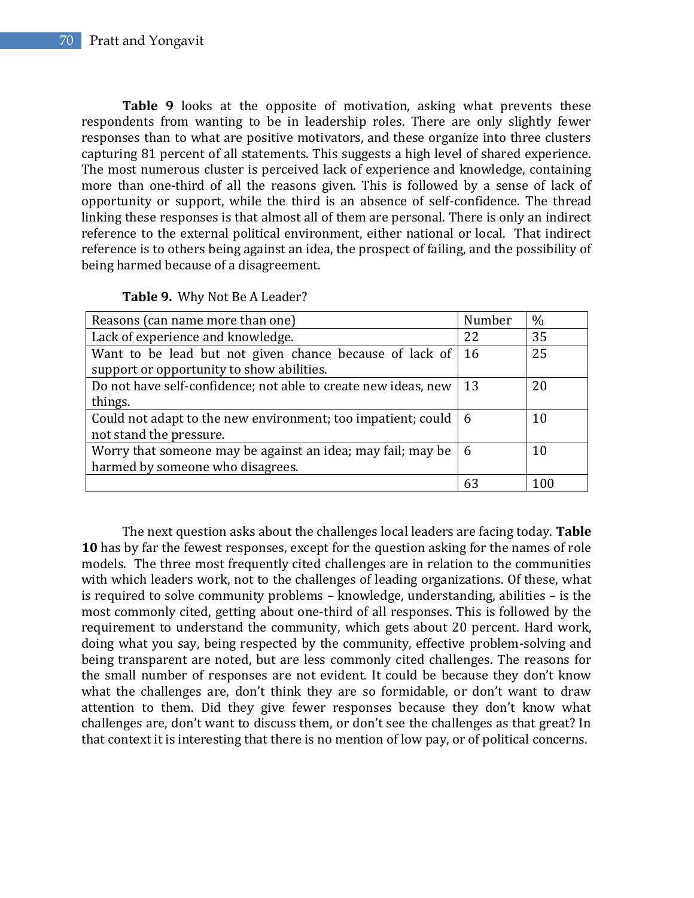**Table 9** looks at the opposite of motivation, asking what prevents these respondents from wanting to be in leadership roles. There are only slightly fewer responses than to what are positive motivators, and these organize into three clusters capturing 81 percent of all statements. This suggests a high level of shared experience. The most numerous cluster is perceived lack of experience and knowledge, containing more than one-third of all the reasons given. This is followed by a sense of lack of opportunity or support, while the third is an absence of self-confidence. The thread linking these responses is that almost all of them are personal. There is only an indirect reference to the external political environment, either national or local. That indirect reference is to others being against an idea, the prospect of failing, and the possibility of being harmed because of a disagreement.

**Table 9.** Why Not Be A Leader?

| Reasons (can name more than one) | Number | % |
|---|---|---|
| Lack of experience and knowledge. | 22 | 35 |
| Want to be lead but not given chance because of lack of support or opportunity to show abilities. | 16 | 25 |
| Do not have self-confidence; not able to create new ideas, new things. | 13 | 20 |
| Could not adapt to the new environment; too impatient; could not stand the pressure. | 6 | 10 |
| Worry that someone may be against an idea; may fail; may be harmed by someone who disagrees. | 6 | 10 |
| | 63 | 100 |

The next question asks about the challenges local leaders are facing today. **Table 10** has by far the fewest responses, except for the question asking for the names of role models. The three most frequently cited challenges are in relation to the communities with which leaders work, not to the challenges of leading organizations. Of these, what is required to solve community problems – knowledge, understanding, abilities – is the most commonly cited, getting about one-third of all responses. This is followed by the requirement to understand the community, which gets about 20 percent. Hard work, doing what you say, being respected by the community, effective problem-solving and being transparent are noted, but are less commonly cited challenges. The reasons for the small number of responses are not evident. It could be because they don't know what the challenges are, don't think they are so formidable, or don't want to draw attention to them. Did they give fewer responses because they don't know what challenges are, don't want to discuss them, or don't see the challenges as that great? In that context it is interesting that there is no mention of low pay, or of political concerns.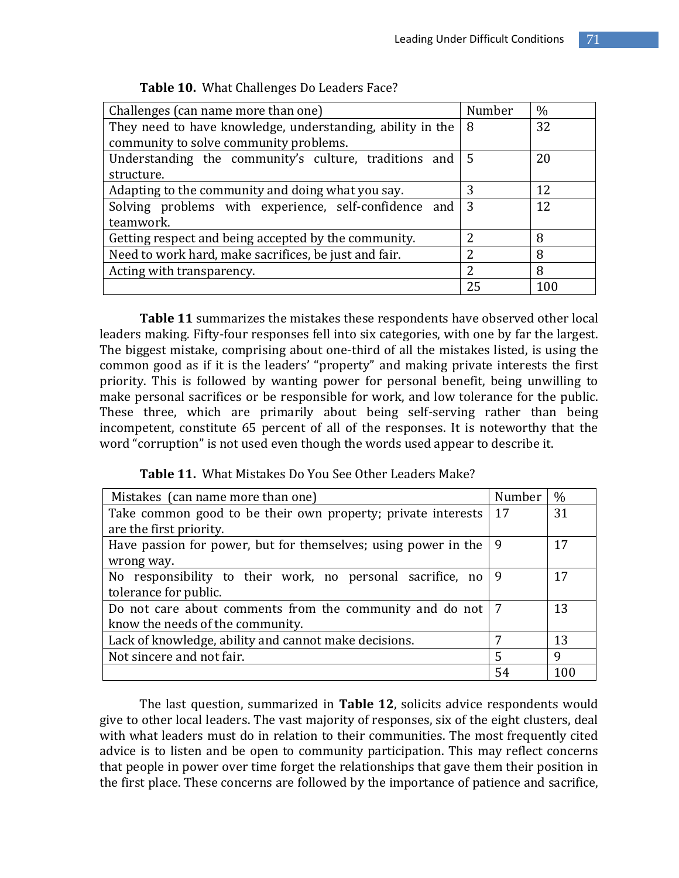**Table 10.** What Challenges Do Leaders Face?

| Challenges (can name more than one) | Number | % |
|---|---|---|
| They need to have knowledge, understanding, ability in the community to solve community problems. | 8 | 32 |
| Understanding the community's culture, traditions and structure. | 5 | 20 |
| Adapting to the community and doing what you say. | 3 | 12 |
| Solving problems with experience, self-confidence and teamwork. | 3 | 12 |
| Getting respect and being accepted by the community. | 2 | 8 |
| Need to work hard, make sacrifices, be just and fair. | 2 | 8 |
| Acting with transparency. | 2 | 8 |
| | 25 | 100 |

**Table 11** summarizes the mistakes these respondents have observed other local leaders making. Fifty-four responses fell into six categories, with one by far the largest. The biggest mistake, comprising about one-third of all the mistakes listed, is using the common good as if it is the leaders' "property" and making private interests the first priority. This is followed by wanting power for personal benefit, being unwilling to make personal sacrifices or be responsible for work, and low tolerance for the public. These three, which are primarily about being self-serving rather than being incompetent, constitute 65 percent of all of the responses. It is noteworthy that the word "corruption" is not used even though the words used appear to describe it.

**Table 11.** What Mistakes Do You See Other Leaders Make?

| Mistakes (can name more than one) | Number | % |
|---|---|---|
| Take common good to be their own property; private interests are the first priority. | 17 | 31 |
| Have passion for power, but for themselves; using power in the wrong way. | 9 | 17 |
| No responsibility to their work, no personal sacrifice, no tolerance for public. | 9 | 17 |
| Do not care about comments from the community and do not know the needs of the community. | 7 | 13 |
| Lack of knowledge, ability and cannot make decisions. | 7 | 13 |
| Not sincere and not fair. | 5 | 9 |
| | 54 | 100 |

The last question, summarized in **Table 12**, solicits advice respondents would give to other local leaders. The vast majority of responses, six of the eight clusters, deal with what leaders must do in relation to their communities. The most frequently cited advice is to listen and be open to community participation. This may reflect concerns that people in power over time forget the relationships that gave them their position in the first place. These concerns are followed by the importance of patience and sacrifice,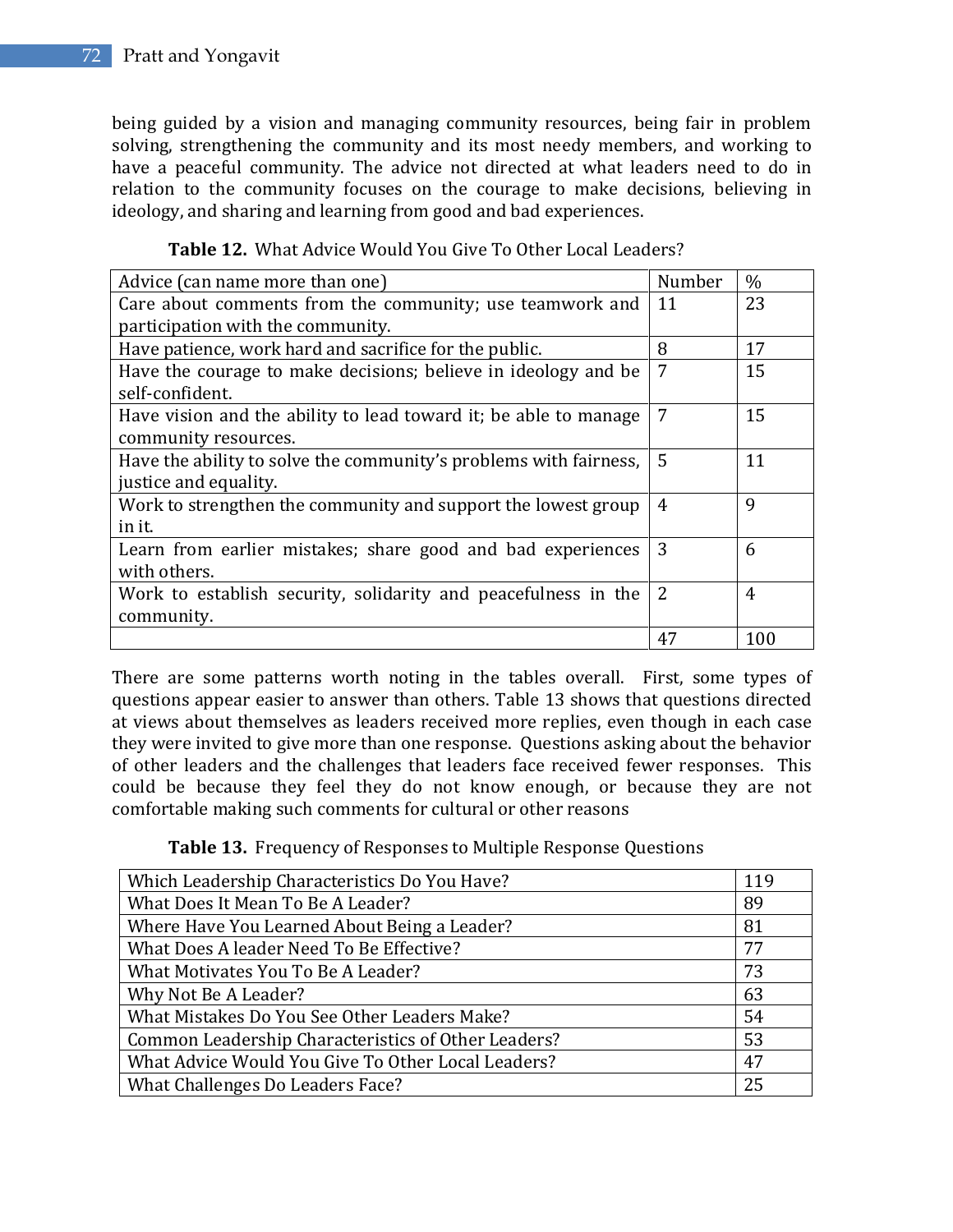being guided by a vision and managing community resources, being fair in problem solving, strengthening the community and its most needy members, and working to have a peaceful community. The advice not directed at what leaders need to do in relation to the community focuses on the courage to make decisions, believing in ideology, and sharing and learning from good and bad experiences.

**Table 12.** What Advice Would You Give To Other Local Leaders?

| Advice (can name more than one) | Number | % |
|---|---|---|
| Care about comments from the community; use teamwork and participation with the community. | 11 | 23 |
| Have patience, work hard and sacrifice for the public. | 8 | 17 |
| Have the courage to make decisions; believe in ideology and be self-confident. | 7 | 15 |
| Have vision and the ability to lead toward it; be able to manage community resources. | 7 | 15 |
| Have the ability to solve the community's problems with fairness, justice and equality. | 5 | 11 |
| Work to strengthen the community and support the lowest group in it. | 4 | 9 |
| Learn from earlier mistakes; share good and bad experiences with others. | 3 | 6 |
| Work to establish security, solidarity and peacefulness in the community. | 2 | 4 |
| | 47 | 100 |

There are some patterns worth noting in the tables overall. First, some types of questions appear easier to answer than others. Table 13 shows that questions directed at views about themselves as leaders received more replies, even though in each case they were invited to give more than one response. Questions asking about the behavior of other leaders and the challenges that leaders face received fewer responses. This could be because they feel they do not know enough, or because they are not comfortable making such comments for cultural or other reasons

**Table 13.** Frequency of Responses to Multiple Response Questions

| Question | Responses |
|---|---|
| Which Leadership Characteristics Do You Have? | 119 |
| What Does It Mean To Be A Leader? | 89 |
| Where Have You Learned About Being a Leader? | 81 |
| What Does A leader Need To Be Effective? | 77 |
| What Motivates You To Be A Leader? | 73 |
| Why Not Be A Leader? | 63 |
| What Mistakes Do You See Other Leaders Make? | 54 |
| Common Leadership Characteristics of Other Leaders? | 53 |
| What Advice Would You Give To Other Local Leaders? | 47 |
| What Challenges Do Leaders Face? | 25 |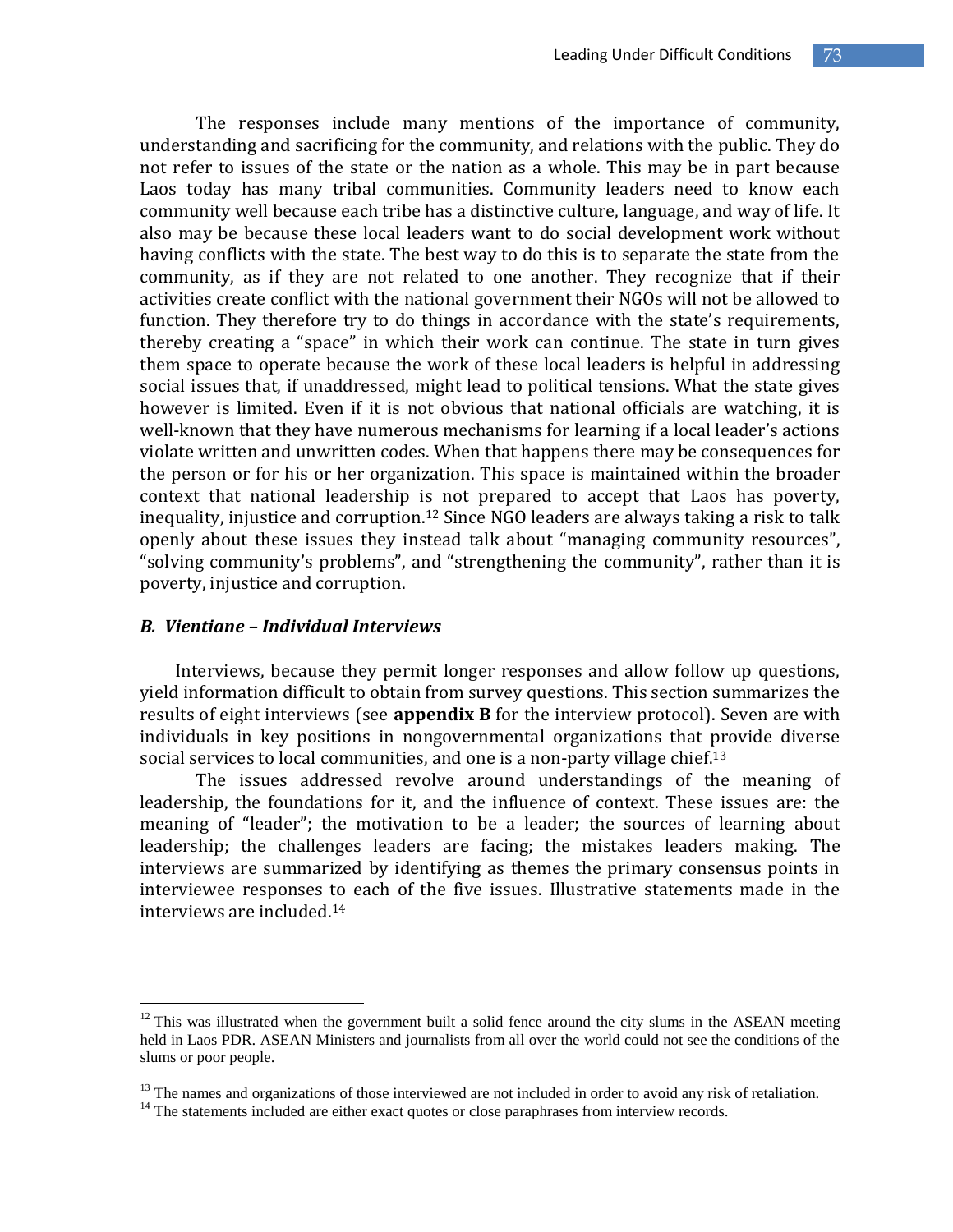The responses include many mentions of the importance of community, understanding and sacrificing for the community, and relations with the public. They do not refer to issues of the state or the nation as a whole. This may be in part because Laos today has many tribal communities. Community leaders need to know each community well because each tribe has a distinctive culture, language, and way of life. It also may be because these local leaders want to do social development work without having conflicts with the state. The best way to do this is to separate the state from the community, as if they are not related to one another. They recognize that if their activities create conflict with the national government their NGOs will not be allowed to function. They therefore try to do things in accordance with the state's requirements, thereby creating a "space" in which their work can continue. The state in turn gives them space to operate because the work of these local leaders is helpful in addressing social issues that, if unaddressed, might lead to political tensions. What the state gives however is limited. Even if it is not obvious that national officials are watching, it is well-known that they have numerous mechanisms for learning if a local leader's actions violate written and unwritten codes. When that happens there may be consequences for the person or for his or her organization. This space is maintained within the broader context that national leadership is not prepared to accept that Laos has poverty, inequality, injustice and corruption.[12] Since NGO leaders are always taking a risk to talk openly about these issues they instead talk about "managing community resources", "solving community's problems", and "strengthening the community", rather than it is poverty, injustice and corruption.

### *B. Vientiane – Individual Interviews*

Interviews, because they permit longer responses and allow follow up questions, yield information difficult to obtain from survey questions. This section summarizes the results of eight interviews (see **appendix B** for the interview protocol). Seven are with individuals in key positions in nongovernmental organizations that provide diverse social services to local communities, and one is a non-party village chief.[13]

The issues addressed revolve around understandings of the meaning of leadership, the foundations for it, and the influence of context. These issues are: the meaning of "leader"; the motivation to be a leader; the sources of learning about leadership; the challenges leaders are facing; the mistakes leaders making. The interviews are summarized by identifying as themes the primary consensus points in interviewee responses to each of the five issues. Illustrative statements made in the interviews are included.[14]

---

[12] This was illustrated when the government built a solid fence around the city slums in the ASEAN meeting held in Laos PDR. ASEAN Ministers and journalists from all over the world could not see the conditions of the slums or poor people.

[13] The names and organizations of those interviewed are not included in order to avoid any risk of retaliation.

[14] The statements included are either exact quotes or close paraphrases from interview records.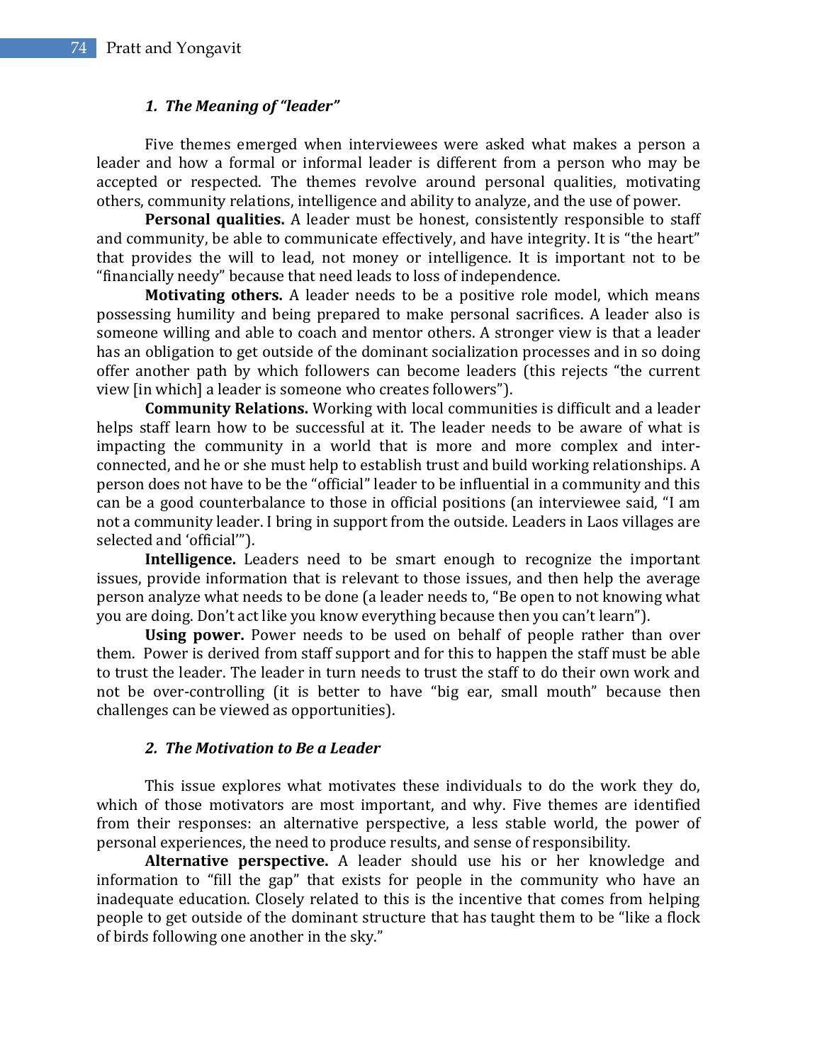### *1. The Meaning of "leader"*

Five themes emerged when interviewees were asked what makes a person a leader and how a formal or informal leader is different from a person who may be accepted or respected. The themes revolve around personal qualities, motivating others, community relations, intelligence and ability to analyze, and the use of power.

**Personal qualities.** A leader must be honest, consistently responsible to staff and community, be able to communicate effectively, and have integrity. It is "the heart" that provides the will to lead, not money or intelligence. It is important not to be "financially needy" because that need leads to loss of independence.

**Motivating others.** A leader needs to be a positive role model, which means possessing humility and being prepared to make personal sacrifices. A leader also is someone willing and able to coach and mentor others. A stronger view is that a leader has an obligation to get outside of the dominant socialization processes and in so doing offer another path by which followers can become leaders (this rejects "the current view [in which] a leader is someone who creates followers").

**Community Relations.** Working with local communities is difficult and a leader helps staff learn how to be successful at it. The leader needs to be aware of what is impacting the community in a world that is more and more complex and inter-connected, and he or she must help to establish trust and build working relationships. A person does not have to be the "official" leader to be influential in a community and this can be a good counterbalance to those in official positions (an interviewee said, "I am not a community leader. I bring in support from the outside. Leaders in Laos villages are selected and 'official'").

**Intelligence.** Leaders need to be smart enough to recognize the important issues, provide information that is relevant to those issues, and then help the average person analyze what needs to be done (a leader needs to, "Be open to not knowing what you are doing. Don't act like you know everything because then you can't learn").

**Using power.** Power needs to be used on behalf of people rather than over them. Power is derived from staff support and for this to happen the staff must be able to trust the leader. The leader in turn needs to trust the staff to do their own work and not be over-controlling (it is better to have "big ear, small mouth" because then challenges can be viewed as opportunities).

### *2. The Motivation to Be a Leader*

This issue explores what motivates these individuals to do the work they do, which of those motivators are most important, and why. Five themes are identified from their responses: an alternative perspective, a less stable world, the power of personal experiences, the need to produce results, and sense of responsibility.

**Alternative perspective.** A leader should use his or her knowledge and information to "fill the gap" that exists for people in the community who have an inadequate education. Closely related to this is the incentive that comes from helping people to get outside of the dominant structure that has taught them to be "like a flock of birds following one another in the sky."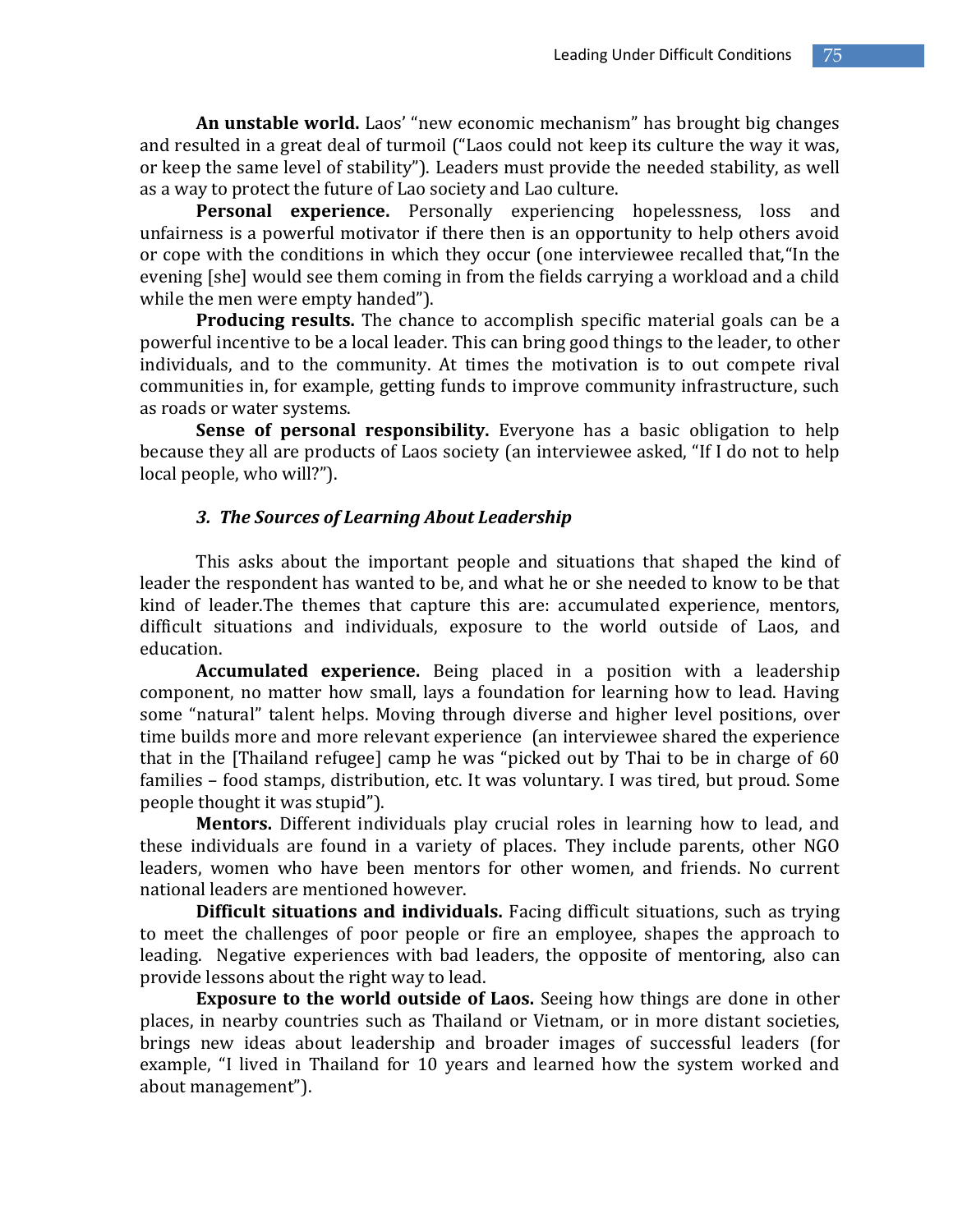**An unstable world.** Laos' "new economic mechanism" has brought big changes and resulted in a great deal of turmoil ("Laos could not keep its culture the way it was, or keep the same level of stability"). Leaders must provide the needed stability, as well as a way to protect the future of Lao society and Lao culture.

**Personal experience.** Personally experiencing hopelessness, loss and unfairness is a powerful motivator if there then is an opportunity to help others avoid or cope with the conditions in which they occur (one interviewee recalled that,"In the evening [she] would see them coming in from the fields carrying a workload and a child while the men were empty handed").

**Producing results.** The chance to accomplish specific material goals can be a powerful incentive to be a local leader. This can bring good things to the leader, to other individuals, and to the community. At times the motivation is to out compete rival communities in, for example, getting funds to improve community infrastructure, such as roads or water systems.

**Sense of personal responsibility.** Everyone has a basic obligation to help because they all are products of Laos society (an interviewee asked, "If I do not to help local people, who will?").

### *3. The Sources of Learning About Leadership*

This asks about the important people and situations that shaped the kind of leader the respondent has wanted to be, and what he or she needed to know to be that kind of leader.The themes that capture this are: accumulated experience, mentors, difficult situations and individuals, exposure to the world outside of Laos, and education.

**Accumulated experience.** Being placed in a position with a leadership component, no matter how small, lays a foundation for learning how to lead. Having some "natural" talent helps. Moving through diverse and higher level positions, over time builds more and more relevant experience (an interviewee shared the experience that in the [Thailand refugee] camp he was "picked out by Thai to be in charge of 60 families – food stamps, distribution, etc. It was voluntary. I was tired, but proud. Some people thought it was stupid").

**Mentors.** Different individuals play crucial roles in learning how to lead, and these individuals are found in a variety of places. They include parents, other NGO leaders, women who have been mentors for other women, and friends. No current national leaders are mentioned however.

**Difficult situations and individuals.** Facing difficult situations, such as trying to meet the challenges of poor people or fire an employee, shapes the approach to leading. Negative experiences with bad leaders, the opposite of mentoring, also can provide lessons about the right way to lead.

**Exposure to the world outside of Laos.** Seeing how things are done in other places, in nearby countries such as Thailand or Vietnam, or in more distant societies, brings new ideas about leadership and broader images of successful leaders (for example, "I lived in Thailand for 10 years and learned how the system worked and about management").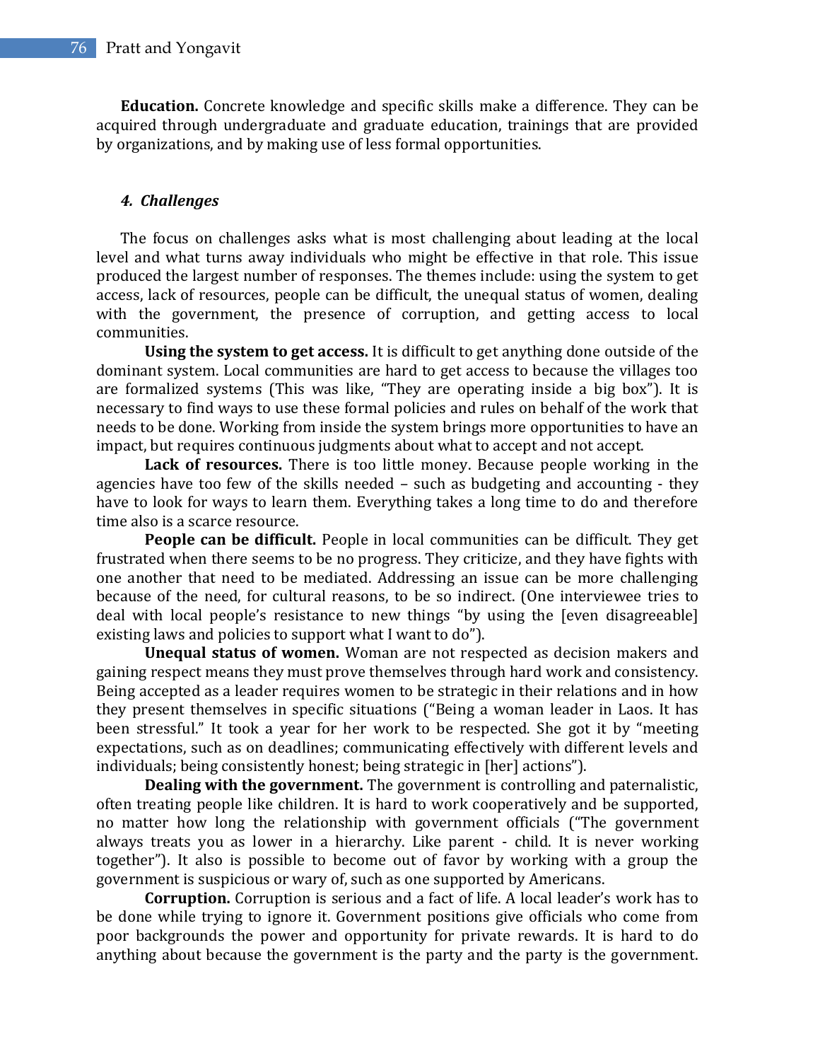**Education.** Concrete knowledge and specific skills make a difference. They can be acquired through undergraduate and graduate education, trainings that are provided by organizations, and by making use of less formal opportunities.

### *4. Challenges*

The focus on challenges asks what is most challenging about leading at the local level and what turns away individuals who might be effective in that role. This issue produced the largest number of responses. The themes include: using the system to get access, lack of resources, people can be difficult, the unequal status of women, dealing with the government, the presence of corruption, and getting access to local communities.

**Using the system to get access.** It is difficult to get anything done outside of the dominant system. Local communities are hard to get access to because the villages too are formalized systems (This was like, "They are operating inside a big box"). It is necessary to find ways to use these formal policies and rules on behalf of the work that needs to be done. Working from inside the system brings more opportunities to have an impact, but requires continuous judgments about what to accept and not accept.

**Lack of resources.** There is too little money. Because people working in the agencies have too few of the skills needed – such as budgeting and accounting - they have to look for ways to learn them. Everything takes a long time to do and therefore time also is a scarce resource.

**People can be difficult.** People in local communities can be difficult. They get frustrated when there seems to be no progress. They criticize, and they have fights with one another that need to be mediated. Addressing an issue can be more challenging because of the need, for cultural reasons, to be so indirect. (One interviewee tries to deal with local people's resistance to new things "by using the [even disagreeable] existing laws and policies to support what I want to do").

**Unequal status of women.** Woman are not respected as decision makers and gaining respect means they must prove themselves through hard work and consistency. Being accepted as a leader requires women to be strategic in their relations and in how they present themselves in specific situations ("Being a woman leader in Laos. It has been stressful." It took a year for her work to be respected. She got it by "meeting expectations, such as on deadlines; communicating effectively with different levels and individuals; being consistently honest; being strategic in [her] actions").

**Dealing with the government.** The government is controlling and paternalistic, often treating people like children. It is hard to work cooperatively and be supported, no matter how long the relationship with government officials ("The government always treats you as lower in a hierarchy. Like parent - child. It is never working together"). It also is possible to become out of favor by working with a group the government is suspicious or wary of, such as one supported by Americans.

**Corruption.** Corruption is serious and a fact of life. A local leader's work has to be done while trying to ignore it. Government positions give officials who come from poor backgrounds the power and opportunity for private rewards. It is hard to do anything about because the government is the party and the party is the government.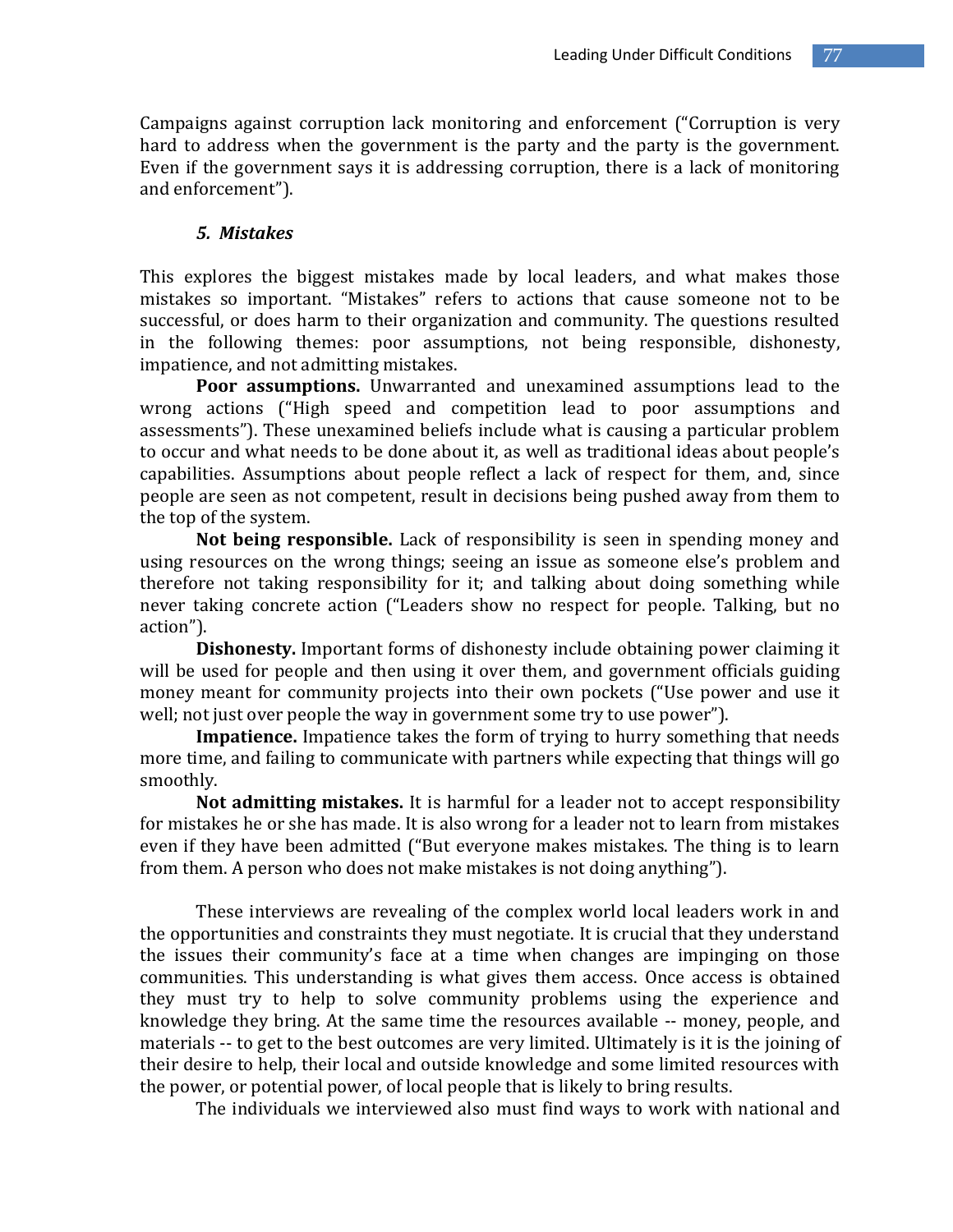Campaigns against corruption lack monitoring and enforcement ("Corruption is very hard to address when the government is the party and the party is the government. Even if the government says it is addressing corruption, there is a lack of monitoring and enforcement").

### *5. Mistakes*

This explores the biggest mistakes made by local leaders, and what makes those mistakes so important. "Mistakes" refers to actions that cause someone not to be successful, or does harm to their organization and community. The questions resulted in the following themes: poor assumptions, not being responsible, dishonesty, impatience, and not admitting mistakes.

**Poor assumptions.** Unwarranted and unexamined assumptions lead to the wrong actions ("High speed and competition lead to poor assumptions and assessments"). These unexamined beliefs include what is causing a particular problem to occur and what needs to be done about it, as well as traditional ideas about people's capabilities. Assumptions about people reflect a lack of respect for them, and, since people are seen as not competent, result in decisions being pushed away from them to the top of the system.

**Not being responsible.** Lack of responsibility is seen in spending money and using resources on the wrong things; seeing an issue as someone else's problem and therefore not taking responsibility for it; and talking about doing something while never taking concrete action ("Leaders show no respect for people. Talking, but no action").

**Dishonesty.** Important forms of dishonesty include obtaining power claiming it will be used for people and then using it over them, and government officials guiding money meant for community projects into their own pockets ("Use power and use it well; not just over people the way in government some try to use power").

**Impatience.** Impatience takes the form of trying to hurry something that needs more time, and failing to communicate with partners while expecting that things will go smoothly.

**Not admitting mistakes.** It is harmful for a leader not to accept responsibility for mistakes he or she has made. It is also wrong for a leader not to learn from mistakes even if they have been admitted ("But everyone makes mistakes. The thing is to learn from them. A person who does not make mistakes is not doing anything").

These interviews are revealing of the complex world local leaders work in and the opportunities and constraints they must negotiate. It is crucial that they understand the issues their community's face at a time when changes are impinging on those communities. This understanding is what gives them access. Once access is obtained they must try to help to solve community problems using the experience and knowledge they bring. At the same time the resources available -- money, people, and materials -- to get to the best outcomes are very limited. Ultimately is it is the joining of their desire to help, their local and outside knowledge and some limited resources with the power, or potential power, of local people that is likely to bring results.

The individuals we interviewed also must find ways to work with national and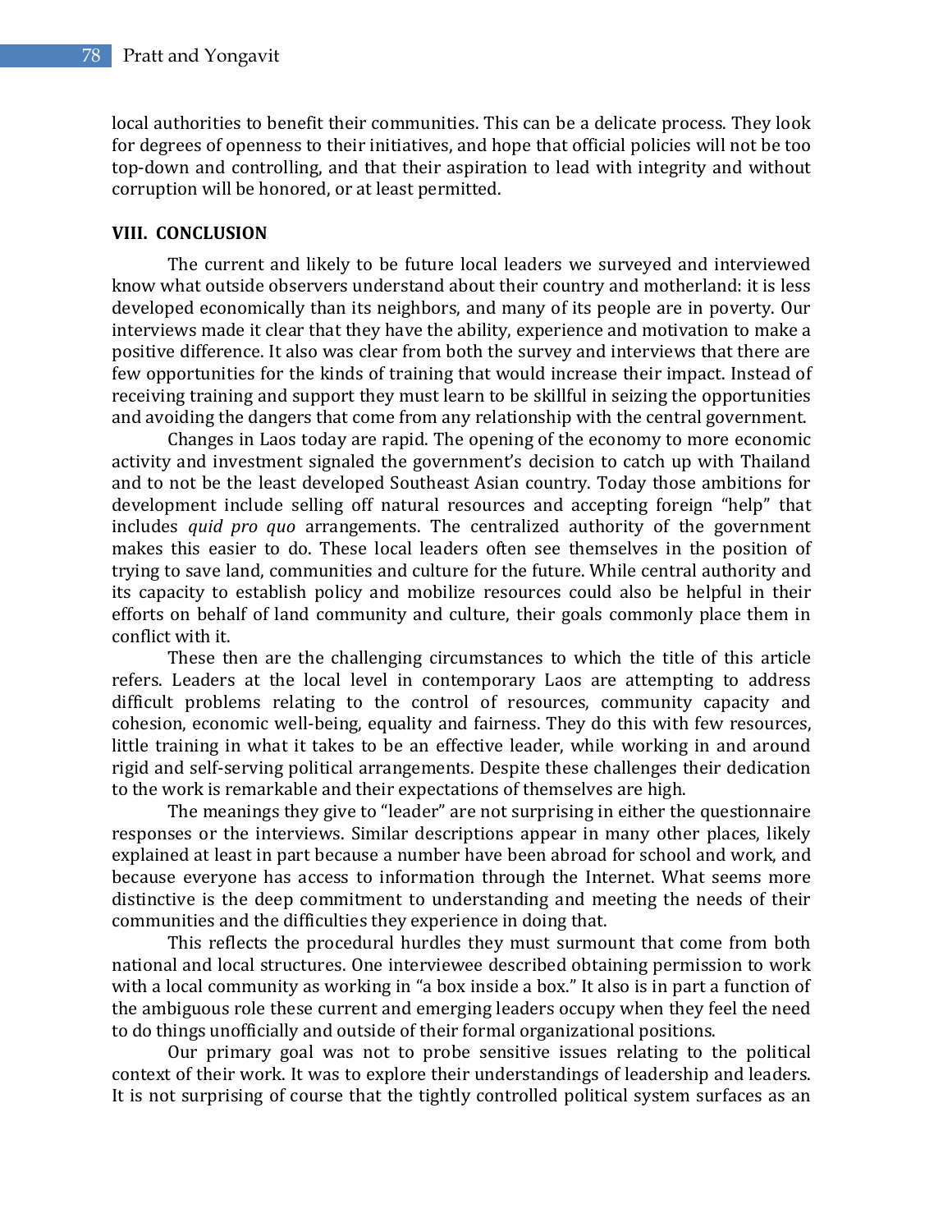local authorities to benefit their communities. This can be a delicate process. They look for degrees of openness to their initiatives, and hope that official policies will not be too top-down and controlling, and that their aspiration to lead with integrity and without corruption will be honored, or at least permitted.

## VIII. CONCLUSION

The current and likely to be future local leaders we surveyed and interviewed know what outside observers understand about their country and motherland: it is less developed economically than its neighbors, and many of its people are in poverty. Our interviews made it clear that they have the ability, experience and motivation to make a positive difference. It also was clear from both the survey and interviews that there are few opportunities for the kinds of training that would increase their impact. Instead of receiving training and support they must learn to be skillful in seizing the opportunities and avoiding the dangers that come from any relationship with the central government.

Changes in Laos today are rapid. The opening of the economy to more economic activity and investment signaled the government's decision to catch up with Thailand and to not be the least developed Southeast Asian country. Today those ambitions for development include selling off natural resources and accepting foreign "help" that includes *quid pro quo* arrangements. The centralized authority of the government makes this easier to do. These local leaders often see themselves in the position of trying to save land, communities and culture for the future. While central authority and its capacity to establish policy and mobilize resources could also be helpful in their efforts on behalf of land community and culture, their goals commonly place them in conflict with it.

These then are the challenging circumstances to which the title of this article refers. Leaders at the local level in contemporary Laos are attempting to address difficult problems relating to the control of resources, community capacity and cohesion, economic well-being, equality and fairness. They do this with few resources, little training in what it takes to be an effective leader, while working in and around rigid and self-serving political arrangements. Despite these challenges their dedication to the work is remarkable and their expectations of themselves are high.

The meanings they give to "leader" are not surprising in either the questionnaire responses or the interviews. Similar descriptions appear in many other places, likely explained at least in part because a number have been abroad for school and work, and because everyone has access to information through the Internet. What seems more distinctive is the deep commitment to understanding and meeting the needs of their communities and the difficulties they experience in doing that.

This reflects the procedural hurdles they must surmount that come from both national and local structures. One interviewee described obtaining permission to work with a local community as working in "a box inside a box." It also is in part a function of the ambiguous role these current and emerging leaders occupy when they feel the need to do things unofficially and outside of their formal organizational positions.

Our primary goal was not to probe sensitive issues relating to the political context of their work. It was to explore their understandings of leadership and leaders. It is not surprising of course that the tightly controlled political system surfaces as an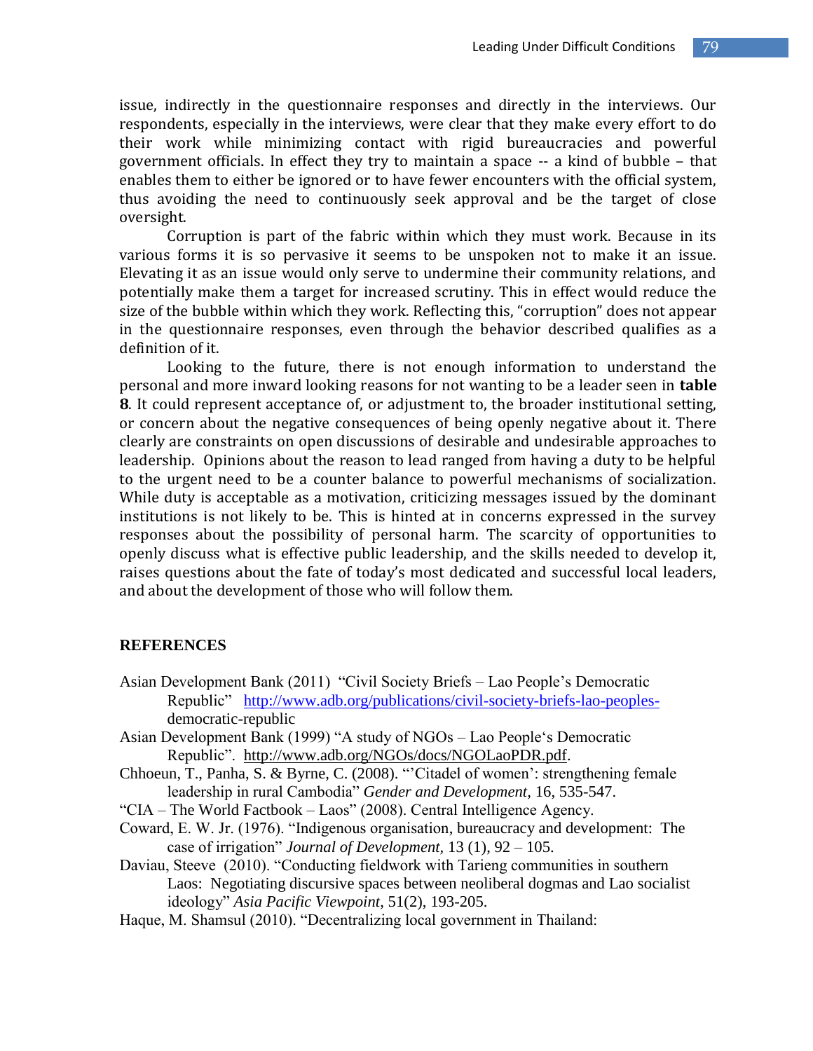issue, indirectly in the questionnaire responses and directly in the interviews. Our respondents, especially in the interviews, were clear that they make every effort to do their work while minimizing contact with rigid bureaucracies and powerful government officials. In effect they try to maintain a space -- a kind of bubble – that enables them to either be ignored or to have fewer encounters with the official system, thus avoiding the need to continuously seek approval and be the target of close oversight.

Corruption is part of the fabric within which they must work. Because in its various forms it is so pervasive it seems to be unspoken not to make it an issue. Elevating it as an issue would only serve to undermine their community relations, and potentially make them a target for increased scrutiny. This in effect would reduce the size of the bubble within which they work. Reflecting this, "corruption" does not appear in the questionnaire responses, even through the behavior described qualifies as a definition of it.

Looking to the future, there is not enough information to understand the personal and more inward looking reasons for not wanting to be a leader seen in **table 8**. It could represent acceptance of, or adjustment to, the broader institutional setting, or concern about the negative consequences of being openly negative about it. There clearly are constraints on open discussions of desirable and undesirable approaches to leadership. Opinions about the reason to lead ranged from having a duty to be helpful to the urgent need to be a counter balance to powerful mechanisms of socialization. While duty is acceptable as a motivation, criticizing messages issued by the dominant institutions is not likely to be. This is hinted at in concerns expressed in the survey responses about the possibility of personal harm. The scarcity of opportunities to openly discuss what is effective public leadership, and the skills needed to develop it, raises questions about the fate of today's most dedicated and successful local leaders, and about the development of those who will follow them.

## REFERENCES

Asian Development Bank (2011) "Civil Society Briefs – Lao People's Democratic Republic" http://www.adb.org/publications/civil-society-briefs-lao-peoples-democratic-republic

Asian Development Bank (1999) "A study of NGOs – Lao People's Democratic Republic". http://www.adb.org/NGOs/docs/NGOLaoPDR.pdf.

Chhoeun, T., Panha, S. & Byrne, C. (2008). "'Citadel of women': strengthening female leadership in rural Cambodia" *Gender and Development*, 16, 535-547.

"CIA – The World Factbook – Laos" (2008). Central Intelligence Agency.

Coward, E. W. Jr. (1976). "Indigenous organisation, bureaucracy and development: The case of irrigation" *Journal of Development*, 13 (1), 92 – 105.

Daviau, Steeve (2010). "Conducting fieldwork with Tarieng communities in southern Laos: Negotiating discursive spaces between neoliberal dogmas and Lao socialist ideology" *Asia Pacific Viewpoint*, 51(2), 193-205.

Haque, M. Shamsul (2010). "Decentralizing local government in Thailand: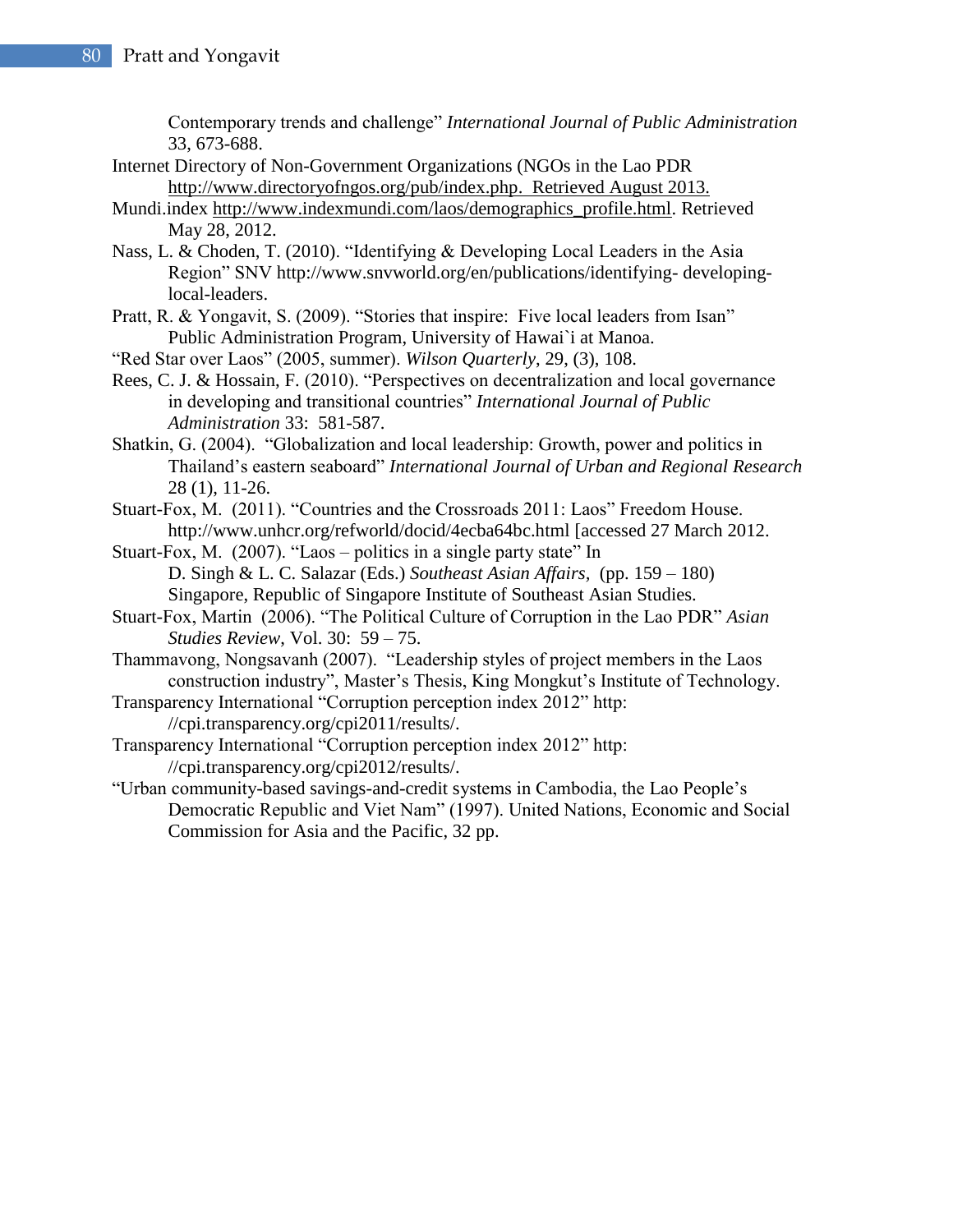Contemporary trends and challenge" *International Journal of Public Administration* 33, 673-688.

Internet Directory of Non-Government Organizations (NGOs in the Lao PDR http://www.directoryofngos.org/pub/index.php. Retrieved August 2013.

Mundi.index http://www.indexmundi.com/laos/demographics_profile.html. Retrieved May 28, 2012.

Nass, L. & Choden, T. (2010). "Identifying & Developing Local Leaders in the Asia Region" SNV http://www.snvworld.org/en/publications/identifying- developing-local-leaders.

Pratt, R. & Yongavit, S. (2009). "Stories that inspire: Five local leaders from Isan" Public Administration Program, University of Hawai`i at Manoa.

"Red Star over Laos" (2005, summer). *Wilson Quarterly*, 29, (3), 108.

Rees, C. J. & Hossain, F. (2010). "Perspectives on decentralization and local governance in developing and transitional countries" *International Journal of Public Administration* 33: 581-587.

Shatkin, G. (2004). "Globalization and local leadership: Growth, power and politics in Thailand's eastern seaboard" *International Journal of Urban and Regional Research* 28 (1), 11-26.

Stuart-Fox, M. (2011). "Countries and the Crossroads 2011: Laos" Freedom House. http://www.unhcr.org/refworld/docid/4ecba64bc.html [accessed 27 March 2012.

Stuart-Fox, M. (2007). "Laos – politics in a single party state" In D. Singh & L. C. Salazar (Eds.) *Southeast Asian Affairs,* (pp. 159 – 180) Singapore, Republic of Singapore Institute of Southeast Asian Studies.

Stuart-Fox, Martin (2006). "The Political Culture of Corruption in the Lao PDR" *Asian Studies Review,* Vol. 30: 59 – 75.

Thammavong, Nongsavanh (2007). "Leadership styles of project members in the Laos construction industry", Master's Thesis, King Mongkut's Institute of Technology.

Transparency International "Corruption perception index 2012" http: //cpi.transparency.org/cpi2011/results/.

Transparency International "Corruption perception index 2012" http: //cpi.transparency.org/cpi2012/results/.

"Urban community-based savings-and-credit systems in Cambodia, the Lao People's Democratic Republic and Viet Nam" (1997). United Nations, Economic and Social Commission for Asia and the Pacific, 32 pp.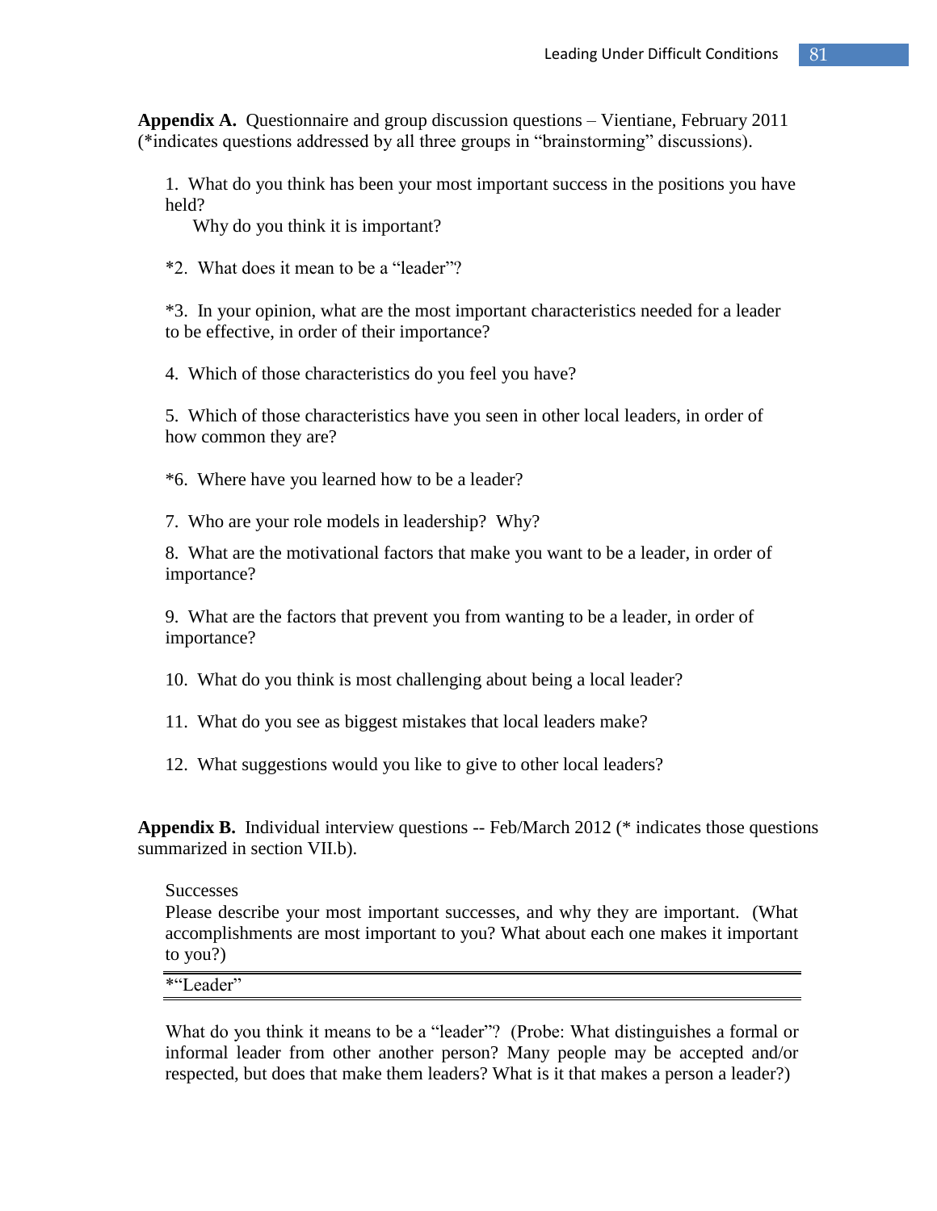**Appendix A.** Questionnaire and group discussion questions – Vientiane, February 2011 (*indicates questions addressed by all three groups in "brainstorming" discussions).

1. What do you think has been your most important success in the positions you have held?
   Why do you think it is important?

*2. What does it mean to be a "leader"?

*3. In your opinion, what are the most important characteristics needed for a leader to be effective, in order of their importance?

4. Which of those characteristics do you feel you have?

5. Which of those characteristics have you seen in other local leaders, in order of how common they are?

*6. Where have you learned how to be a leader?

7. Who are your role models in leadership? Why?

8. What are the motivational factors that make you want to be a leader, in order of importance?

9. What are the factors that prevent you from wanting to be a leader, in order of importance?

10. What do you think is most challenging about being a local leader?

11. What do you see as biggest mistakes that local leaders make?

12. What suggestions would you like to give to other local leaders?

**Appendix B.** Individual interview questions -- Feb/March 2012 (* indicates those questions summarized in section VII.b).

Successes
Please describe your most important successes, and why they are important. (What accomplishments are most important to you? What about each one makes it important to you?)

*"Leader"

What do you think it means to be a "leader"? (Probe: What distinguishes a formal or informal leader from other another person? Many people may be accepted and/or respected, but does that make them leaders? What is it that makes a person a leader?)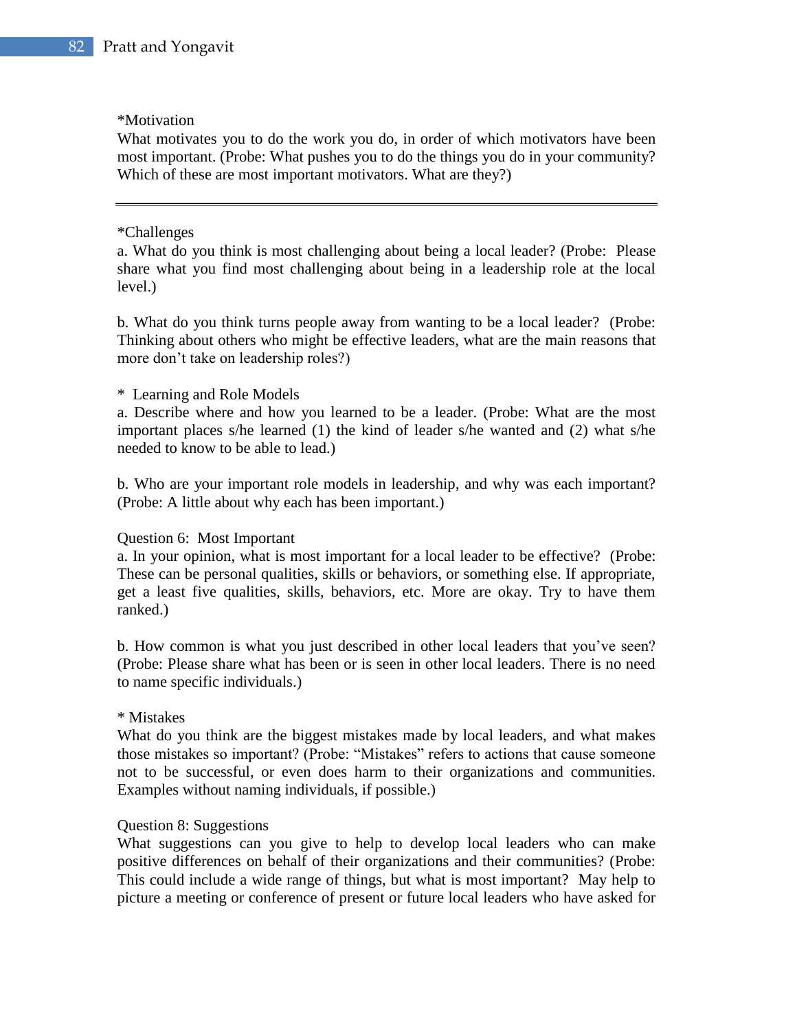*Motivation

What motivates you to do the work you do, in order of which motivators have been most important. (Probe: What pushes you to do the things you do in your community? Which of these are most important motivators. What are they?)

---

*Challenges

a. What do you think is most challenging about being a local leader? (Probe: Please share what you find most challenging about being in a leadership role at the local level.)

b. What do you think turns people away from wanting to be a local leader? (Probe: Thinking about others who might be effective leaders, what are the main reasons that more don't take on leadership roles?)

* Learning and Role Models

a. Describe where and how you learned to be a leader. (Probe: What are the most important places s/he learned (1) the kind of leader s/he wanted and (2) what s/he needed to know to be able to lead.)

b. Who are your important role models in leadership, and why was each important? (Probe: A little about why each has been important.)

Question 6: Most Important

a. In your opinion, what is most important for a local leader to be effective? (Probe: These can be personal qualities, skills or behaviors, or something else. If appropriate, get a least five qualities, skills, behaviors, etc. More are okay. Try to have them ranked.)

b. How common is what you just described in other local leaders that you've seen? (Probe: Please share what has been or is seen in other local leaders. There is no need to name specific individuals.)

* Mistakes

What do you think are the biggest mistakes made by local leaders, and what makes those mistakes so important? (Probe: "Mistakes" refers to actions that cause someone not to be successful, or even does harm to their organizations and communities. Examples without naming individuals, if possible.)

Question 8: Suggestions

What suggestions can you give to help to develop local leaders who can make positive differences on behalf of their organizations and their communities? (Probe: This could include a wide range of things, but what is most important? May help to picture a meeting or conference of present or future local leaders who have asked for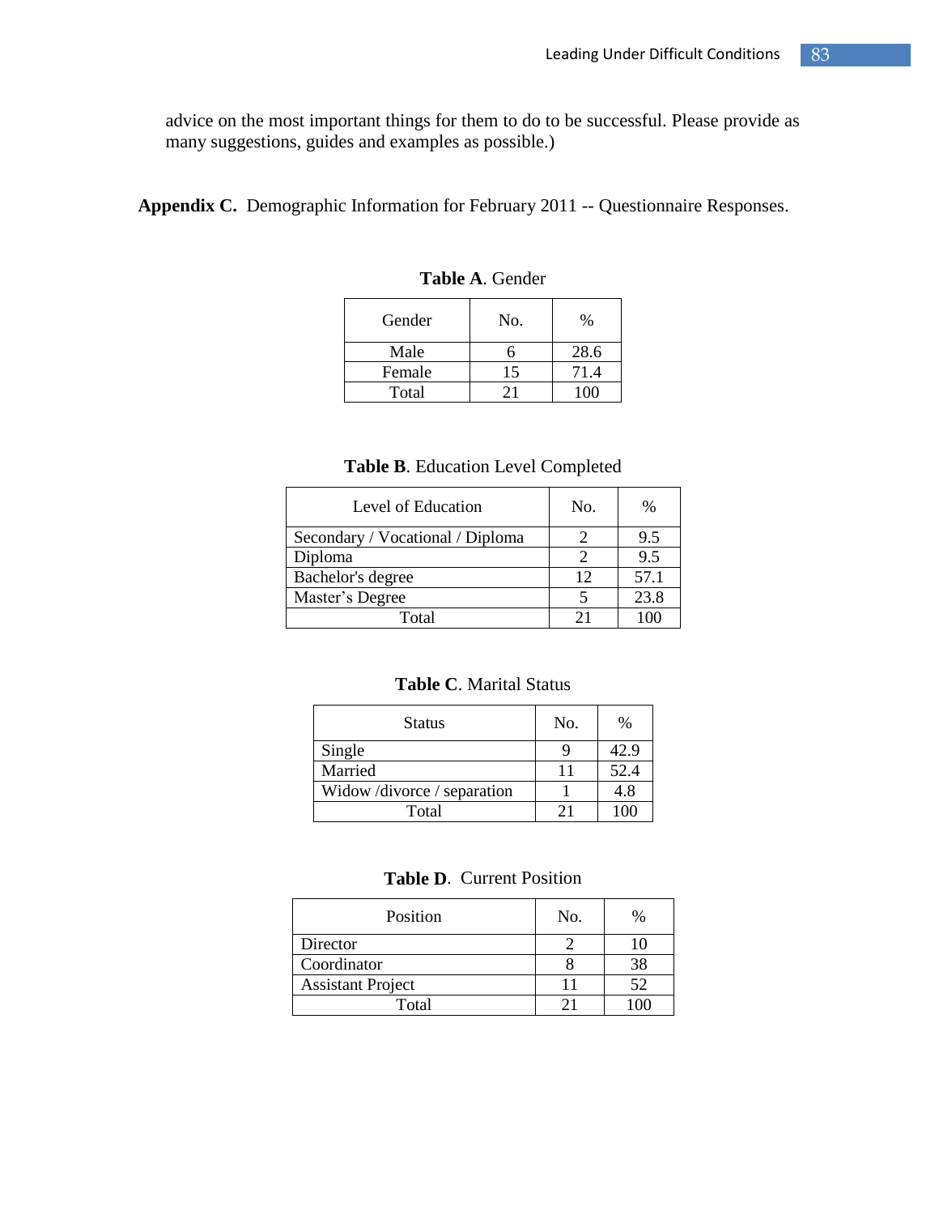advice on the most important things for them to do to be successful. Please provide as many suggestions, guides and examples as possible.)

**Appendix C.** Demographic Information for February 2011 -- Questionnaire Responses.

**Table A**. Gender

| Gender | No. | % |
|---|---|---|
| Male | 6 | 28.6 |
| Female | 15 | 71.4 |
| Total | 21 | 100 |

**Table B**. Education Level Completed

| Level of Education | No. | % |
|---|---|---|
| Secondary / Vocational / Diploma | 2 | 9.5 |
| Diploma | 2 | 9.5 |
| Bachelor's degree | 12 | 57.1 |
| Master's Degree | 5 | 23.8 |
| Total | 21 | 100 |

**Table C**. Marital Status

| Status | No. | % |
|---|---|---|
| Single | 9 | 42.9 |
| Married | 11 | 52.4 |
| Widow /divorce / separation | 1 | 4.8 |
| Total | 21 | 100 |

**Table D**. Current Position

| Position | No. | % |
|---|---|---|
| Director | 2 | 10 |
| Coordinator | 8 | 38 |
| Assistant Project | 11 | 52 |
| Total | 21 | 100 |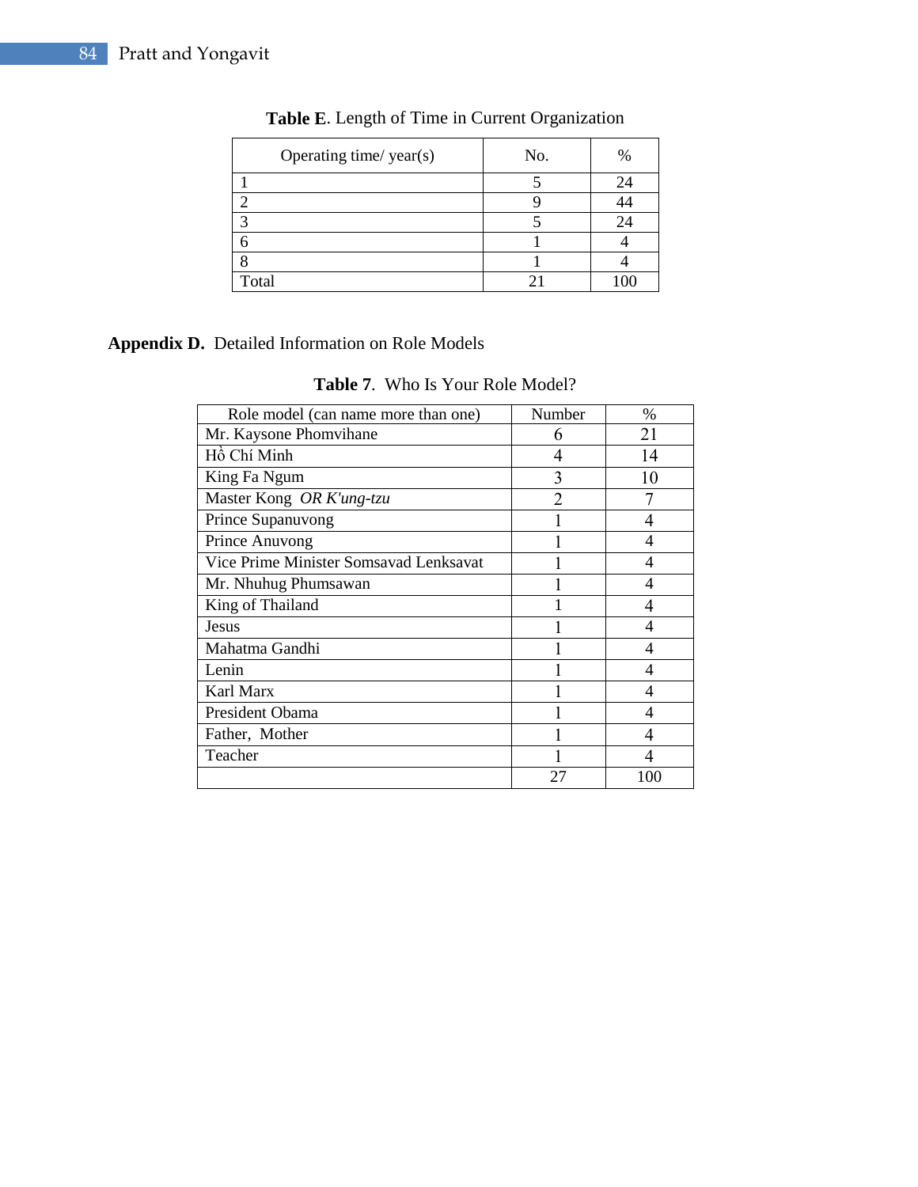**Table E**. Length of Time in Current Organization

| Operating time/ year(s) | No. | % |
|---|---|---|
| 1 | 5 | 24 |
| 2 | 9 | 44 |
| 3 | 5 | 24 |
| 6 | 1 | 4 |
| 8 | 1 | 4 |
| Total | 21 | 100 |

## Appendix D. Detailed Information on Role Models

**Table 7**. Who Is Your Role Model?

| Role model (can name more than one) | Number | % |
|---|---|---|
| Mr. Kaysone Phomvihane | 6 | 21 |
| Hồ Chí Minh | 4 | 14 |
| King Fa Ngum | 3 | 10 |
| Master Kong *OR K'ung-tzu* | 2 | 7 |
| Prince Supanuvong | 1 | 4 |
| Prince Anuvong | 1 | 4 |
| Vice Prime Minister Somsavad Lenksavat | 1 | 4 |
| Mr. Nhuhug Phumsawan | 1 | 4 |
| King of Thailand | 1 | 4 |
| Jesus | 1 | 4 |
| Mahatma Gandhi | 1 | 4 |
| Lenin | 1 | 4 |
| Karl Marx | 1 | 4 |
| President Obama | 1 | 4 |
| Father, Mother | 1 | 4 |
| Teacher | 1 | 4 |
| | 27 | 100 |